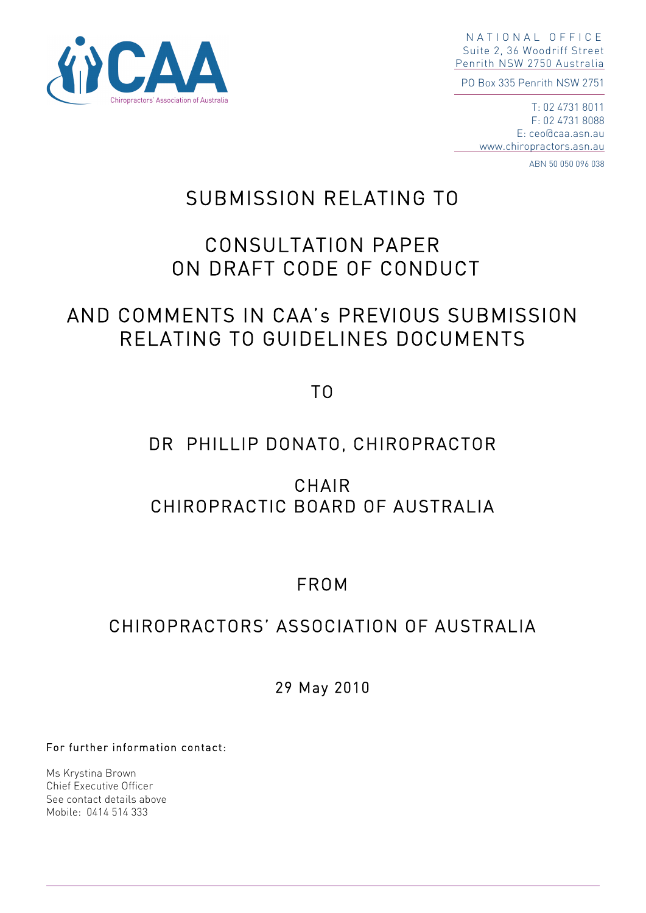Chiropractors' Association of Australia

NATIONAL OFFICE
Suite 2, 36 Woodriff Street
Penrith NSW 2750 Australia

PO Box 335 Penrith NSW 2751

T: 02 4731 8011
F: 02 4731 8088
E: ceo@caa.asn.au
www.chiropractors.asn.au

ABN 50 050 096 038

# SUBMISSION RELATING TO

# CONSULTATION PAPER ON DRAFT CODE OF CONDUCT

# AND COMMENTS IN CAA's PREVIOUS SUBMISSION RELATING TO GUIDELINES DOCUMENTS

TO

DR PHILLIP DONATO, CHIROPRACTOR

CHAIR
CHIROPRACTIC BOARD OF AUSTRALIA

FROM

CHIROPRACTORS' ASSOCIATION OF AUSTRALIA

29 May 2010

For further information contact:

Ms Krystina Brown
Chief Executive Officer
See contact details above
Mobile: 0414 514 333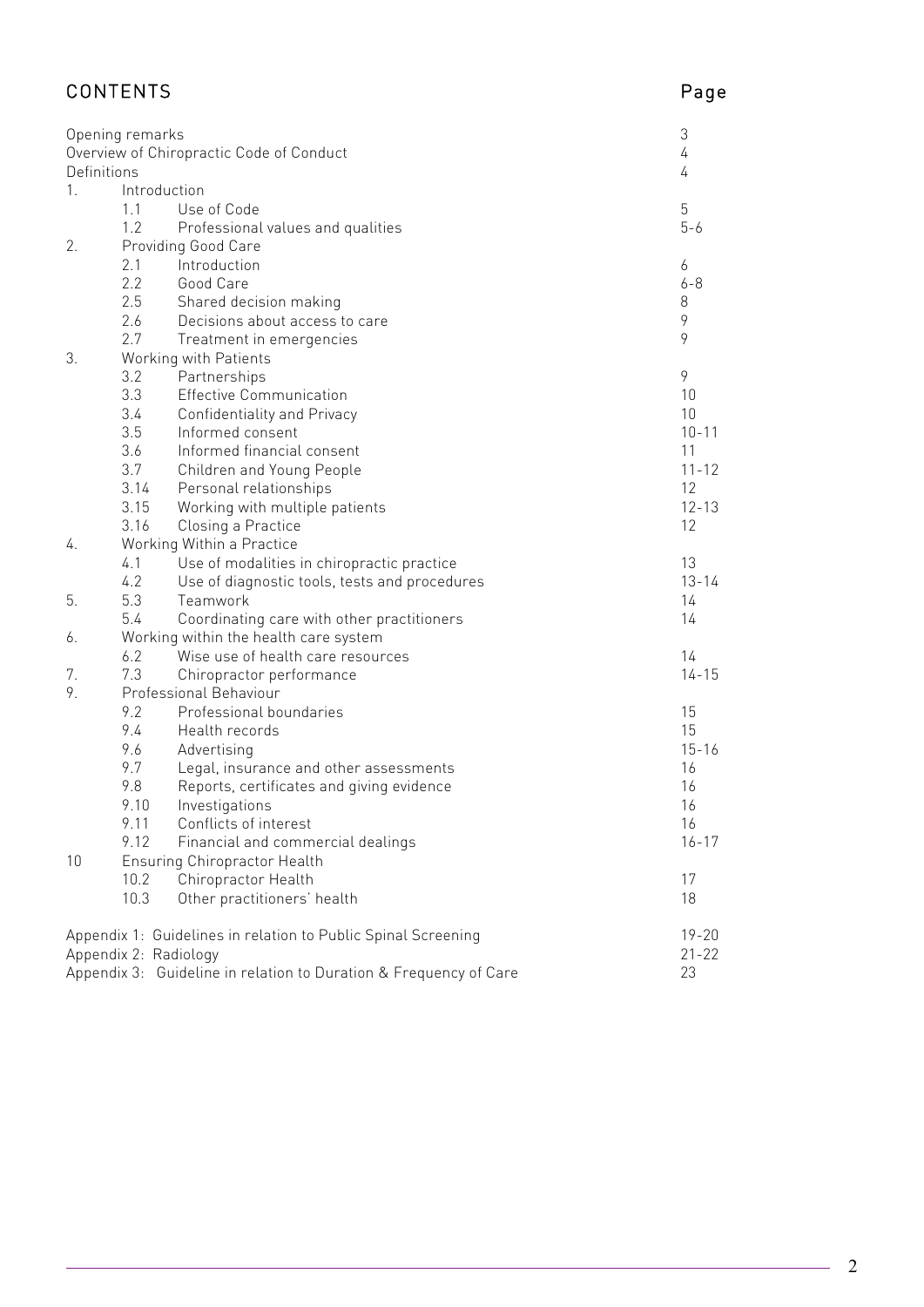# CONTENTS

| | | | Page |
|---|---|---|---|
| Opening remarks | | | 3 |
| Overview of Chiropractic Code of Conduct | | | 4 |
| Definitions | | | 4 |
| 1. | Introduction | | |
| | 1.1 | Use of Code | 5 |
| | 1.2 | Professional values and qualities | 5-6 |
| 2. | Providing Good Care | | |
| | 2.1 | Introduction | 6 |
| | 2.2 | Good Care | 6-8 |
| | 2.5 | Shared decision making | 8 |
| | 2.6 | Decisions about access to care | 9 |
| | 2.7 | Treatment in emergencies | 9 |
| 3. | Working with Patients | | |
| | 3.2 | Partnerships | 9 |
| | 3.3 | Effective Communication | 10 |
| | 3.4 | Confidentiality and Privacy | 10 |
| | 3.5 | Informed consent | 10-11 |
| | 3.6 | Informed financial consent | 11 |
| | 3.7 | Children and Young People | 11-12 |
| | 3.14 | Personal relationships | 12 |
| | 3.15 | Working with multiple patients | 12-13 |
| | 3.16 | Closing a Practice | 12 |
| 4. | Working Within a Practice | | |
| | 4.1 | Use of modalities in chiropractic practice | 13 |
| | 4.2 | Use of diagnostic tools, tests and procedures | 13-14 |
| 5. | 5.3 | Teamwork | 14 |
| | 5.4 | Coordinating care with other practitioners | 14 |
| 6. | Working within the health care system | | |
| | 6.2 | Wise use of health care resources | 14 |
| 7. | 7.3 | Chiropractor performance | 14-15 |
| 9. | Professional Behaviour | | |
| | 9.2 | Professional boundaries | 15 |
| | 9.4 | Health records | 15 |
| | 9.6 | Advertising | 15-16 |
| | 9.7 | Legal, insurance and other assessments | 16 |
| | 9.8 | Reports, certificates and giving evidence | 16 |
| | 9.10 | Investigations | 16 |
| | 9.11 | Conflicts of interest | 16 |
| | 9.12 | Financial and commercial dealings | 16-17 |
| 10 | Ensuring Chiropractor Health | | |
| | 10.2 | Chiropractor Health | 17 |
| | 10.3 | Other practitioners' health | 18 |
| Appendix 1: Guidelines in relation to Public Spinal Screening | | | 19-20 |
| Appendix 2: Radiology | | | 21-22 |
| Appendix 3: Guideline in relation to Duration & Frequency of Care | | | 23 |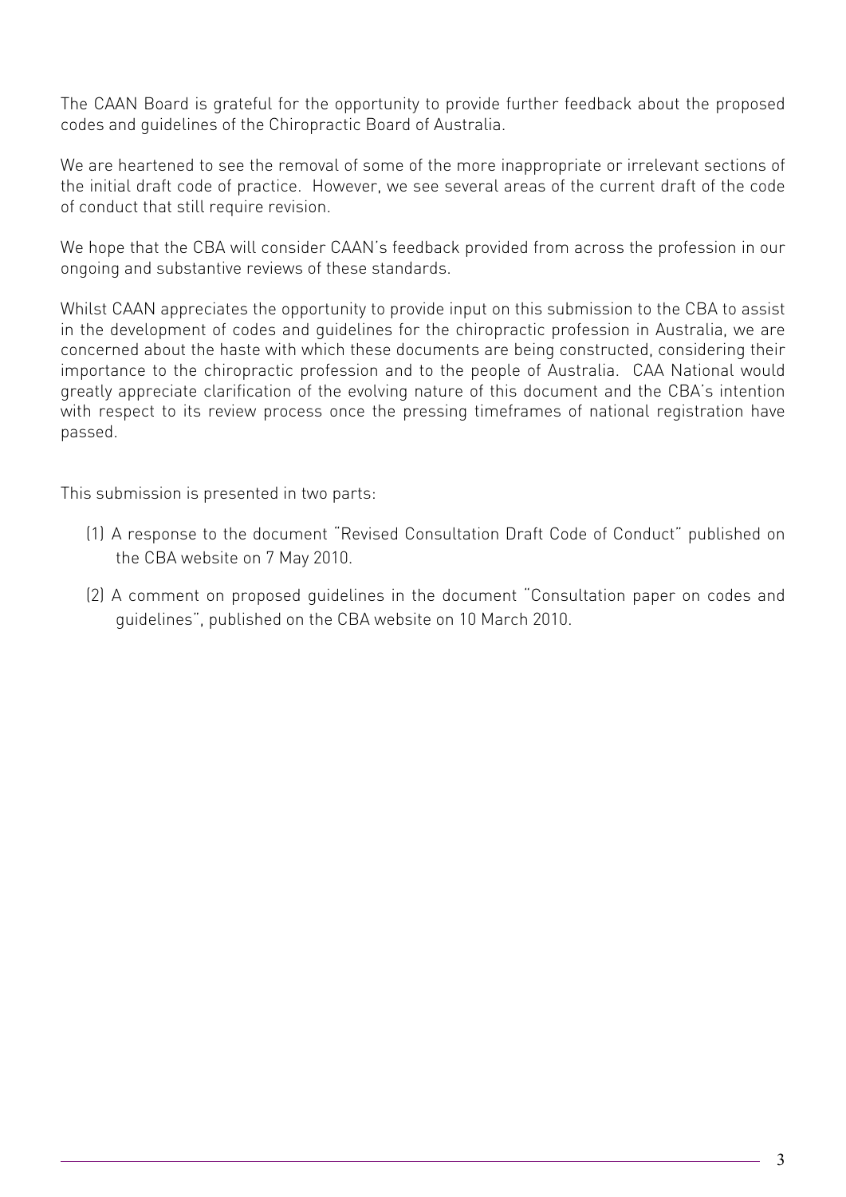The CAAN Board is grateful for the opportunity to provide further feedback about the proposed codes and guidelines of the Chiropractic Board of Australia.

We are heartened to see the removal of some of the more inappropriate or irrelevant sections of the initial draft code of practice. However, we see several areas of the current draft of the code of conduct that still require revision.

We hope that the CBA will consider CAAN's feedback provided from across the profession in our ongoing and substantive reviews of these standards.

Whilst CAAN appreciates the opportunity to provide input on this submission to the CBA to assist in the development of codes and guidelines for the chiropractic profession in Australia, we are concerned about the haste with which these documents are being constructed, considering their importance to the chiropractic profession and to the people of Australia. CAA National would greatly appreciate clarification of the evolving nature of this document and the CBA's intention with respect to its review process once the pressing timeframes of national registration have passed.

This submission is presented in two parts:

(1) A response to the document "Revised Consultation Draft Code of Conduct" published on the CBA website on 7 May 2010.

(2) A comment on proposed guidelines in the document "Consultation paper on codes and guidelines", published on the CBA website on 10 March 2010.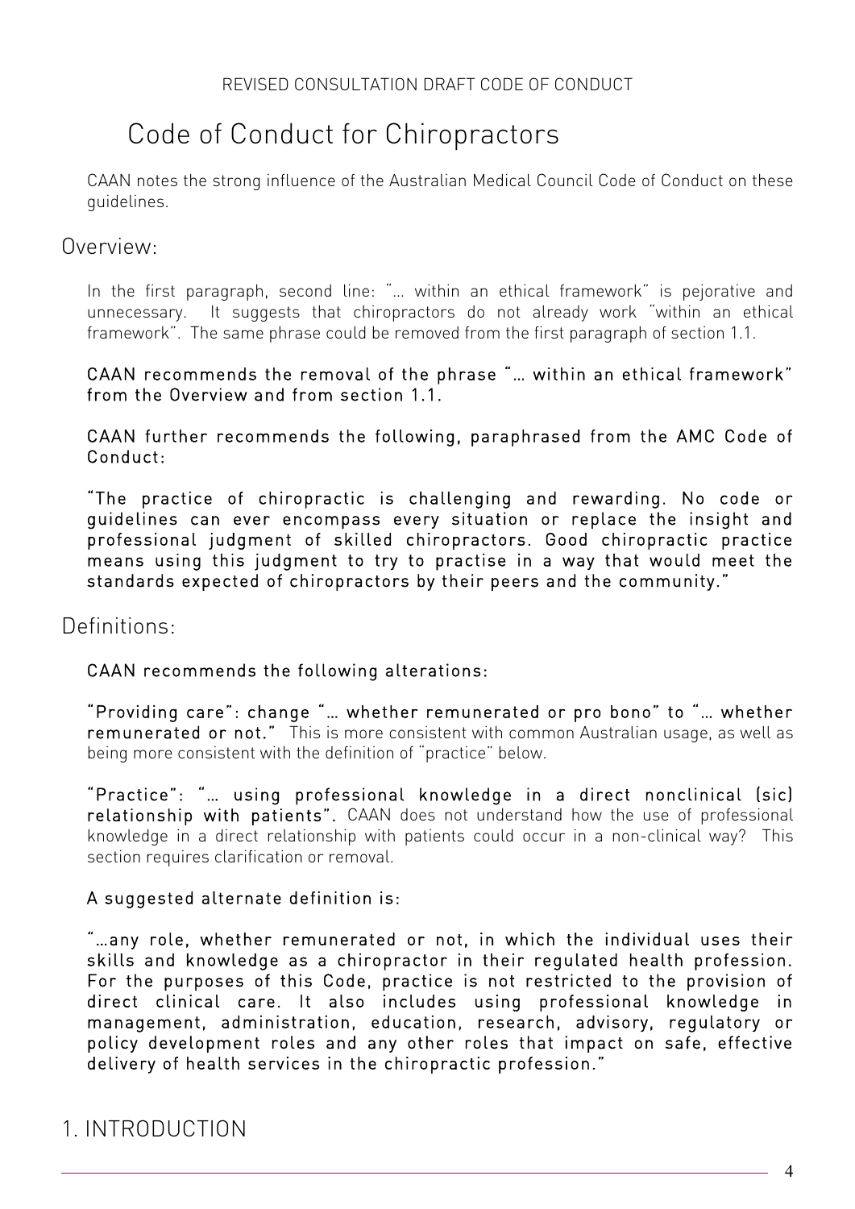REVISED CONSULTATION DRAFT CODE OF CONDUCT

# Code of Conduct for Chiropractors

CAAN notes the strong influence of the Australian Medical Council Code of Conduct on these guidelines.

## Overview:

In the first paragraph, second line: "… within an ethical framework" is pejorative and unnecessary. It suggests that chiropractors do not already work "within an ethical framework". The same phrase could be removed from the first paragraph of section 1.1.

**CAAN recommends the removal of the phrase "… within an ethical framework" from the Overview and from section 1.1.**

**CAAN further recommends the following, paraphrased from the AMC Code of Conduct:**

**"The practice of chiropractic is challenging and rewarding. No code or guidelines can ever encompass every situation or replace the insight and professional judgment of skilled chiropractors. Good chiropractic practice means using this judgment to try to practise in a way that would meet the standards expected of chiropractors by their peers and the community."**

## Definitions:

**CAAN recommends the following alterations:**

**"Providing care": change "… whether remunerated or pro bono" to "… whether remunerated or not."** This is more consistent with common Australian usage, as well as being more consistent with the definition of "practice" below.

**"Practice": "… using professional knowledge in a direct nonclinical (sic) relationship with patients".** CAAN does not understand how the use of professional knowledge in a direct relationship with patients could occur in a non-clinical way? This section requires clarification or removal.

**A suggested alternate definition is:**

**"…any role, whether remunerated or not, in which the individual uses their skills and knowledge as a chiropractor in their regulated health profession. For the purposes of this Code, practice is not restricted to the provision of direct clinical care. It also includes using professional knowledge in management, administration, education, research, advisory, regulatory or policy development roles and any other roles that impact on safe, effective delivery of health services in the chiropractic profession."**

## 1. INTRODUCTION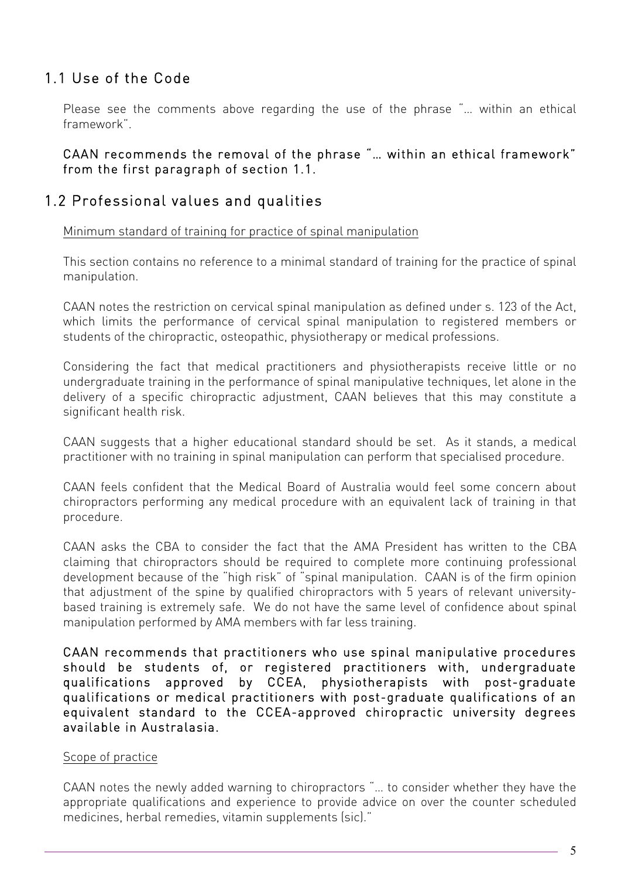## 1.1 Use of the Code

Please see the comments above regarding the use of the phrase "... within an ethical framework".

**CAAN recommends the removal of the phrase "... within an ethical framework" from the first paragraph of section 1.1.**

## 1.2 Professional values and qualities

Minimum standard of training for practice of spinal manipulation

This section contains no reference to a minimal standard of training for the practice of spinal manipulation.

CAAN notes the restriction on cervical spinal manipulation as defined under s. 123 of the Act, which limits the performance of cervical spinal manipulation to registered members or students of the chiropractic, osteopathic, physiotherapy or medical professions.

Considering the fact that medical practitioners and physiotherapists receive little or no undergraduate training in the performance of spinal manipulative techniques, let alone in the delivery of a specific chiropractic adjustment, CAAN believes that this may constitute a significant health risk.

CAAN suggests that a higher educational standard should be set. As it stands, a medical practitioner with no training in spinal manipulation can perform that specialised procedure.

CAAN feels confident that the Medical Board of Australia would feel some concern about chiropractors performing any medical procedure with an equivalent lack of training in that procedure.

CAAN asks the CBA to consider the fact that the AMA President has written to the CBA claiming that chiropractors should be required to complete more continuing professional development because of the "high risk" of "spinal manipulation. CAAN is of the firm opinion that adjustment of the spine by qualified chiropractors with 5 years of relevant university-based training is extremely safe. We do not have the same level of confidence about spinal manipulation performed by AMA members with far less training.

**CAAN recommends that practitioners who use spinal manipulative procedures should be students of, or registered practitioners with, undergraduate qualifications approved by CCEA, physiotherapists with post-graduate qualifications or medical practitioners with post-graduate qualifications of an equivalent standard to the CCEA-approved chiropractic university degrees available in Australasia.**

Scope of practice

CAAN notes the newly added warning to chiropractors "... to consider whether they have the appropriate qualifications and experience to provide advice on over the counter scheduled medicines, herbal remedies, vitamin supplements (sic)."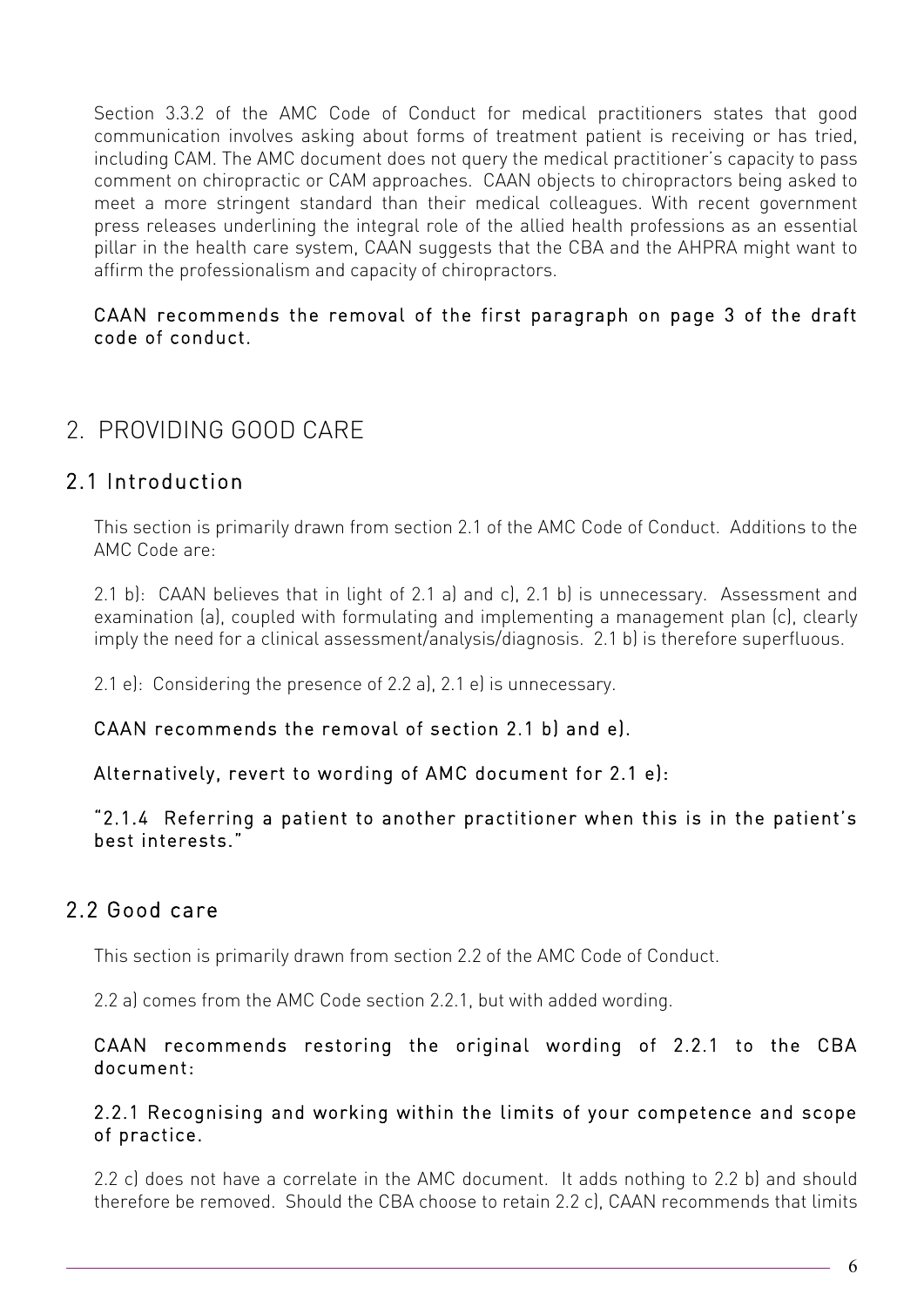Section 3.3.2 of the AMC Code of Conduct for medical practitioners states that good communication involves asking about forms of treatment patient is receiving or has tried, including CAM. The AMC document does not query the medical practitioner's capacity to pass comment on chiropractic or CAM approaches. CAAN objects to chiropractors being asked to meet a more stringent standard than their medical colleagues. With recent government press releases underlining the integral role of the allied health professions as an essential pillar in the health care system, CAAN suggests that the CBA and the AHPRA might want to affirm the professionalism and capacity of chiropractors.

**CAAN recommends the removal of the first paragraph on page 3 of the draft code of conduct.**

## 2. PROVIDING GOOD CARE

### 2.1 Introduction

This section is primarily drawn from section 2.1 of the AMC Code of Conduct. Additions to the AMC Code are:

2.1 b): CAAN believes that in light of 2.1 a) and c), 2.1 b) is unnecessary. Assessment and examination (a), coupled with formulating and implementing a management plan (c), clearly imply the need for a clinical assessment/analysis/diagnosis. 2.1 b) is therefore superfluous.

2.1 e): Considering the presence of 2.2 a), 2.1 e) is unnecessary.

**CAAN recommends the removal of section 2.1 b) and e).**

**Alternatively, revert to wording of AMC document for 2.1 e):**

**"2.1.4 Referring a patient to another practitioner when this is in the patient's best interests."**

### 2.2 Good care

This section is primarily drawn from section 2.2 of the AMC Code of Conduct.

2.2 a) comes from the AMC Code section 2.2.1, but with added wording.

**CAAN recommends restoring the original wording of 2.2.1 to the CBA document:**

**2.2.1 Recognising and working within the limits of your competence and scope of practice.**

2.2 c) does not have a correlate in the AMC document. It adds nothing to 2.2 b) and should therefore be removed. Should the CBA choose to retain 2.2 c), CAAN recommends that limits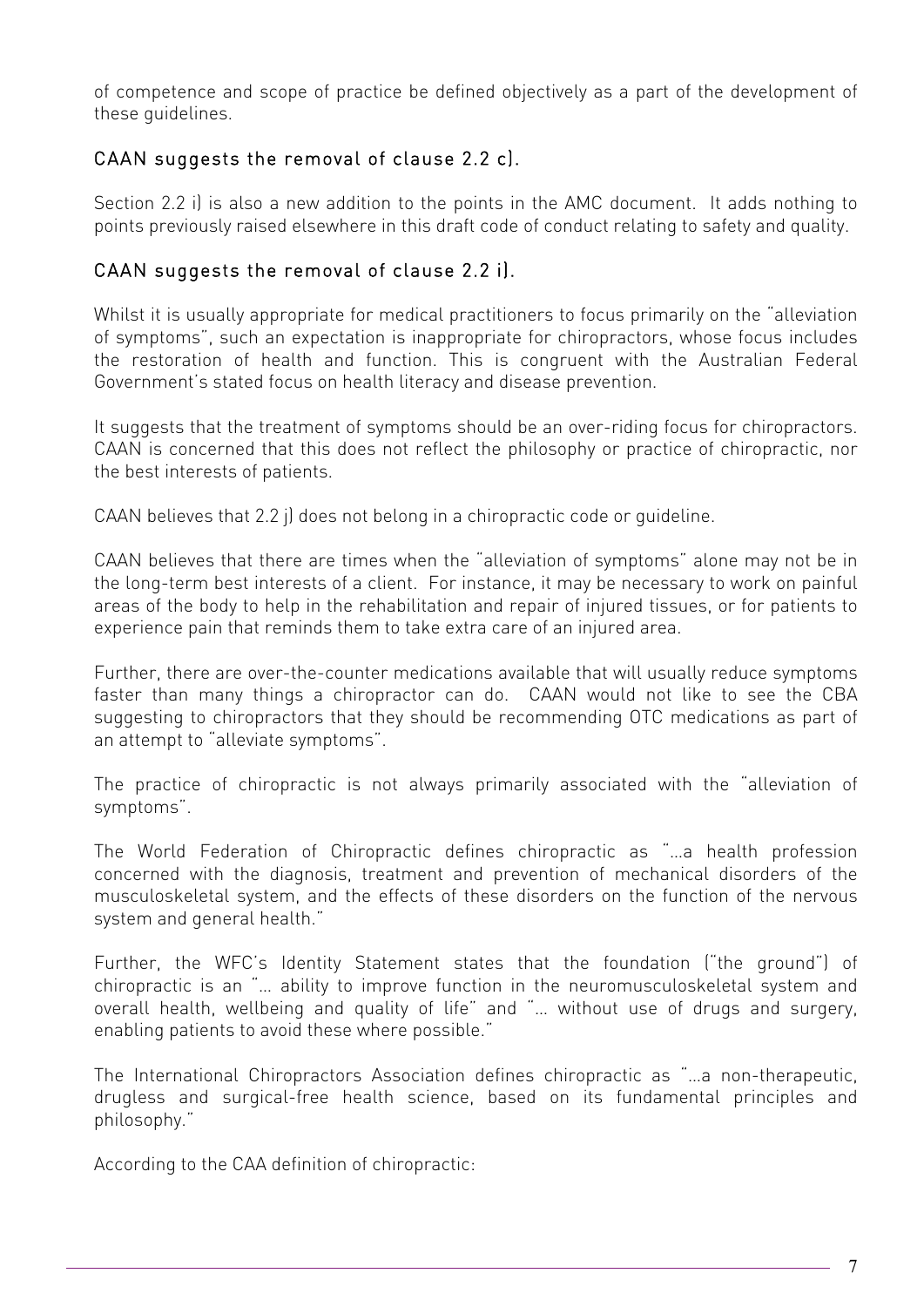of competence and scope of practice be defined objectively as a part of the development of these guidelines.

### CAAN suggests the removal of clause 2.2 c).

Section 2.2 i) is also a new addition to the points in the AMC document. It adds nothing to points previously raised elsewhere in this draft code of conduct relating to safety and quality.

### CAAN suggests the removal of clause 2.2 i).

Whilst it is usually appropriate for medical practitioners to focus primarily on the "alleviation of symptoms", such an expectation is inappropriate for chiropractors, whose focus includes the restoration of health and function. This is congruent with the Australian Federal Government's stated focus on health literacy and disease prevention.

It suggests that the treatment of symptoms should be an over-riding focus for chiropractors. CAAN is concerned that this does not reflect the philosophy or practice of chiropractic, nor the best interests of patients.

CAAN believes that 2.2 j) does not belong in a chiropractic code or guideline.

CAAN believes that there are times when the "alleviation of symptoms" alone may not be in the long-term best interests of a client. For instance, it may be necessary to work on painful areas of the body to help in the rehabilitation and repair of injured tissues, or for patients to experience pain that reminds them to take extra care of an injured area.

Further, there are over-the-counter medications available that will usually reduce symptoms faster than many things a chiropractor can do. CAAN would not like to see the CBA suggesting to chiropractors that they should be recommending OTC medications as part of an attempt to "alleviate symptoms".

The practice of chiropractic is not always primarily associated with the "alleviation of symptoms".

The World Federation of Chiropractic defines chiropractic as "…a health profession concerned with the diagnosis, treatment and prevention of mechanical disorders of the musculoskeletal system, and the effects of these disorders on the function of the nervous system and general health."

Further, the WFC's Identity Statement states that the foundation ("the ground") of chiropractic is an "… ability to improve function in the neuromusculoskeletal system and overall health, wellbeing and quality of life" and "… without use of drugs and surgery, enabling patients to avoid these where possible."

The International Chiropractors Association defines chiropractic as "…a non-therapeutic, drugless and surgical-free health science, based on its fundamental principles and philosophy."

According to the CAA definition of chiropractic: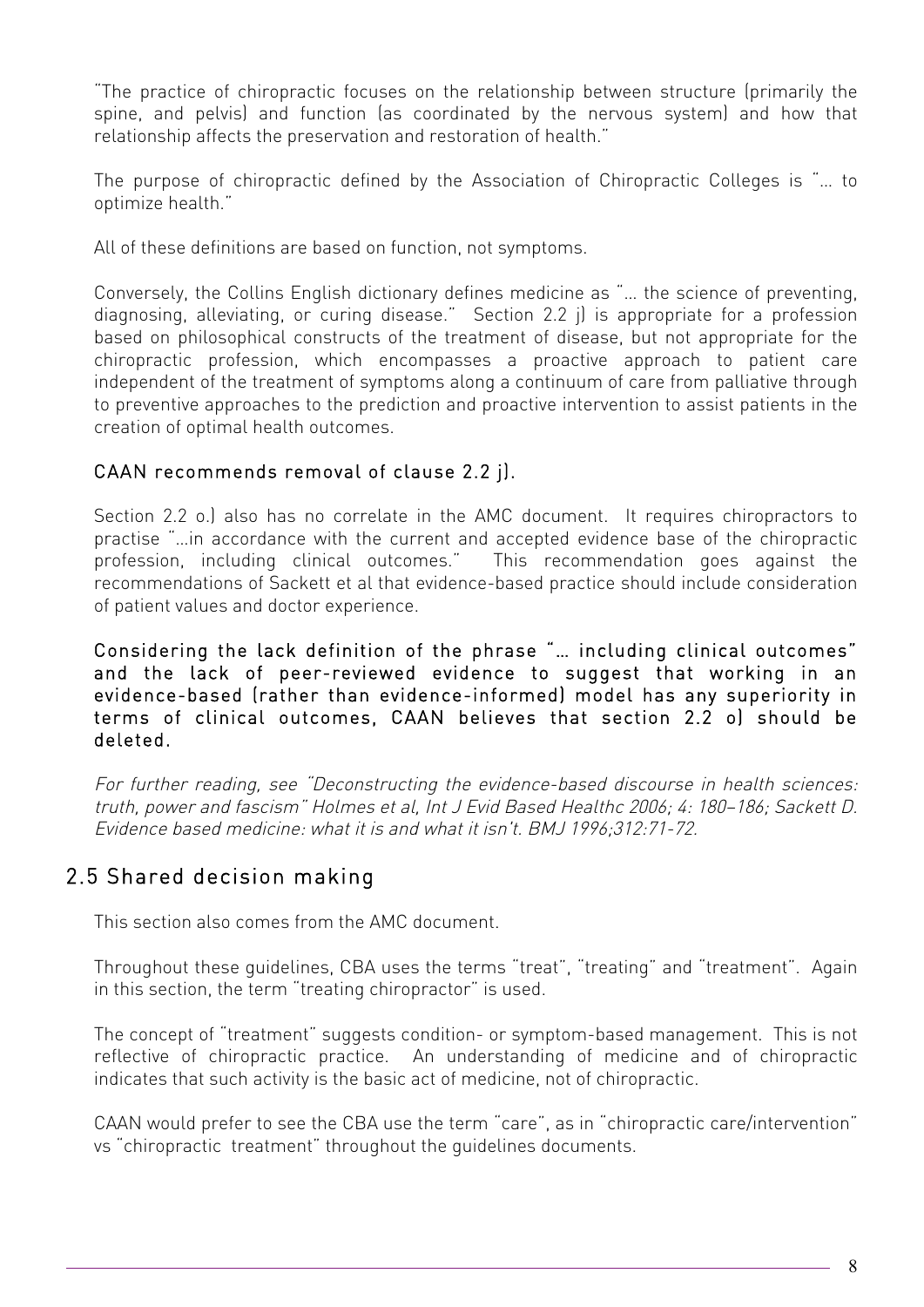"The practice of chiropractic focuses on the relationship between structure (primarily the spine, and pelvis) and function (as coordinated by the nervous system) and how that relationship affects the preservation and restoration of health."

The purpose of chiropractic defined by the Association of Chiropractic Colleges is "… to optimize health."

All of these definitions are based on function, not symptoms.

Conversely, the Collins English dictionary defines medicine as "… the science of preventing, diagnosing, alleviating, or curing disease." Section 2.2 j) is appropriate for a profession based on philosophical constructs of the treatment of disease, but not appropriate for the chiropractic profession, which encompasses a proactive approach to patient care independent of the treatment of symptoms along a continuum of care from palliative through to preventive approaches to the prediction and proactive intervention to assist patients in the creation of optimal health outcomes.

**CAAN recommends removal of clause 2.2 j).**

Section 2.2 o.) also has no correlate in the AMC document. It requires chiropractors to practise "…in accordance with the current and accepted evidence base of the chiropractic profession, including clinical outcomes." This recommendation goes against the recommendations of Sackett et al that evidence-based practice should include consideration of patient values and doctor experience.

**Considering the lack definition of the phrase "… including clinical outcomes" and the lack of peer-reviewed evidence to suggest that working in an evidence-based (rather than evidence-informed) model has any superiority in terms of clinical outcomes, CAAN believes that section 2.2 o) should be deleted.**

*For further reading, see "Deconstructing the evidence-based discourse in health sciences: truth, power and fascism" Holmes et al, Int J Evid Based Healthc 2006; 4: 180–186; Sackett D. Evidence based medicine: what it is and what it isn't. BMJ 1996;312:71-72.*

## 2.5 Shared decision making

This section also comes from the AMC document.

Throughout these guidelines, CBA uses the terms "treat", "treating" and "treatment". Again in this section, the term "treating chiropractor" is used.

The concept of "treatment" suggests condition- or symptom-based management. This is not reflective of chiropractic practice. An understanding of medicine and of chiropractic indicates that such activity is the basic act of medicine, not of chiropractic.

CAAN would prefer to see the CBA use the term "care", as in "chiropractic care/intervention" vs "chiropractic treatment" throughout the guidelines documents.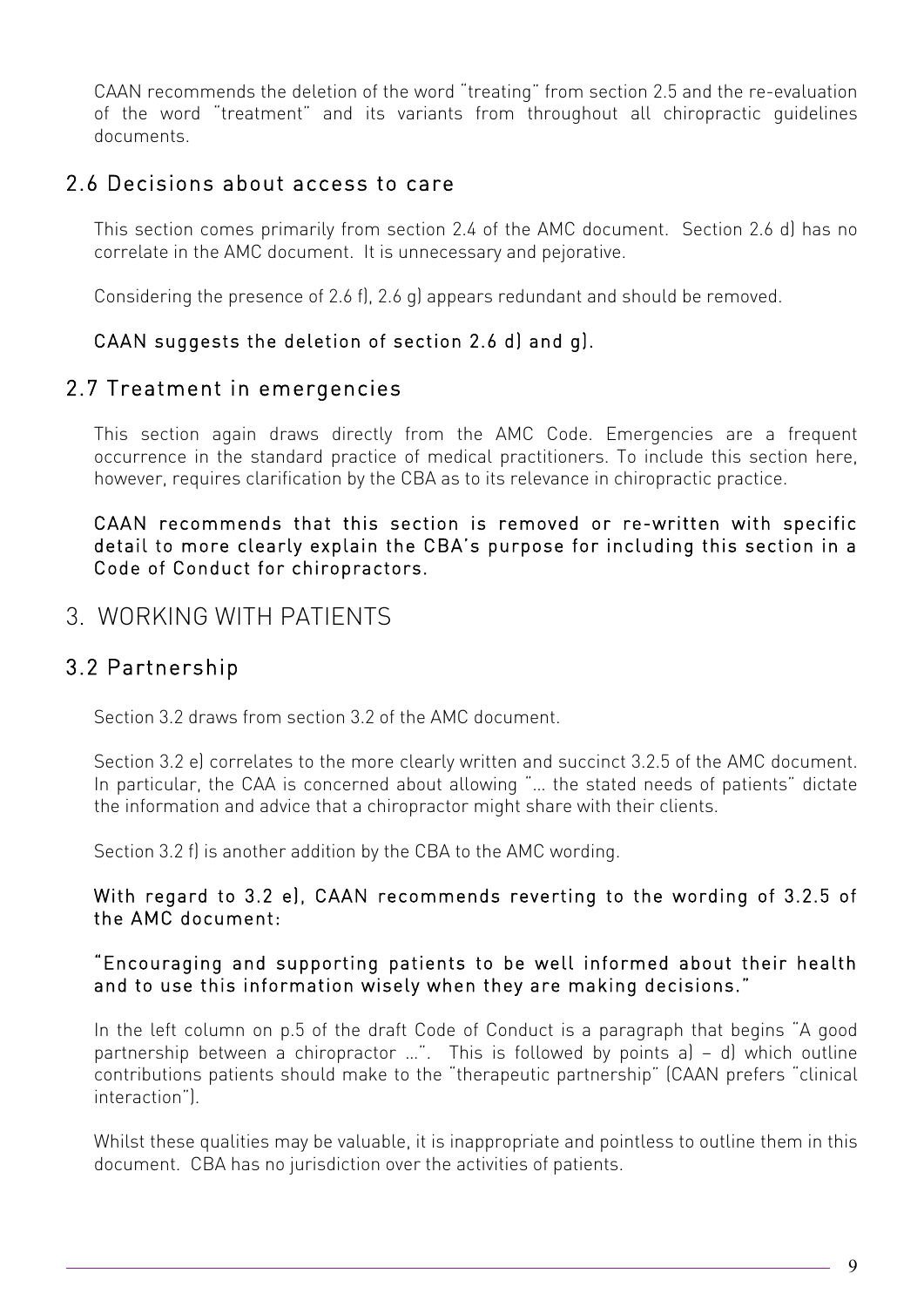CAAN recommends the deletion of the word "treating" from section 2.5 and the re-evaluation of the word "treatment" and its variants from throughout all chiropractic guidelines documents.

## 2.6 Decisions about access to care

This section comes primarily from section 2.4 of the AMC document. Section 2.6 d) has no correlate in the AMC document. It is unnecessary and pejorative.

Considering the presence of 2.6 f), 2.6 g) appears redundant and should be removed.

**CAAN suggests the deletion of section 2.6 d) and g).**

## 2.7 Treatment in emergencies

This section again draws directly from the AMC Code. Emergencies are a frequent occurrence in the standard practice of medical practitioners. To include this section here, however, requires clarification by the CBA as to its relevance in chiropractic practice.

**CAAN recommends that this section is removed or re-written with specific detail to more clearly explain the CBA's purpose for including this section in a Code of Conduct for chiropractors.**

# 3. WORKING WITH PATIENTS

## 3.2 Partnership

Section 3.2 draws from section 3.2 of the AMC document.

Section 3.2 e) correlates to the more clearly written and succinct 3.2.5 of the AMC document. In particular, the CAA is concerned about allowing "… the stated needs of patients" dictate the information and advice that a chiropractor might share with their clients.

Section 3.2 f) is another addition by the CBA to the AMC wording.

**With regard to 3.2 e), CAAN recommends reverting to the wording of 3.2.5 of the AMC document:**

**"Encouraging and supporting patients to be well informed about their health and to use this information wisely when they are making decisions."**

In the left column on p.5 of the draft Code of Conduct is a paragraph that begins "A good partnership between a chiropractor …". This is followed by points a) – d) which outline contributions patients should make to the "therapeutic partnership" (CAAN prefers "clinical interaction").

Whilst these qualities may be valuable, it is inappropriate and pointless to outline them in this document. CBA has no jurisdiction over the activities of patients.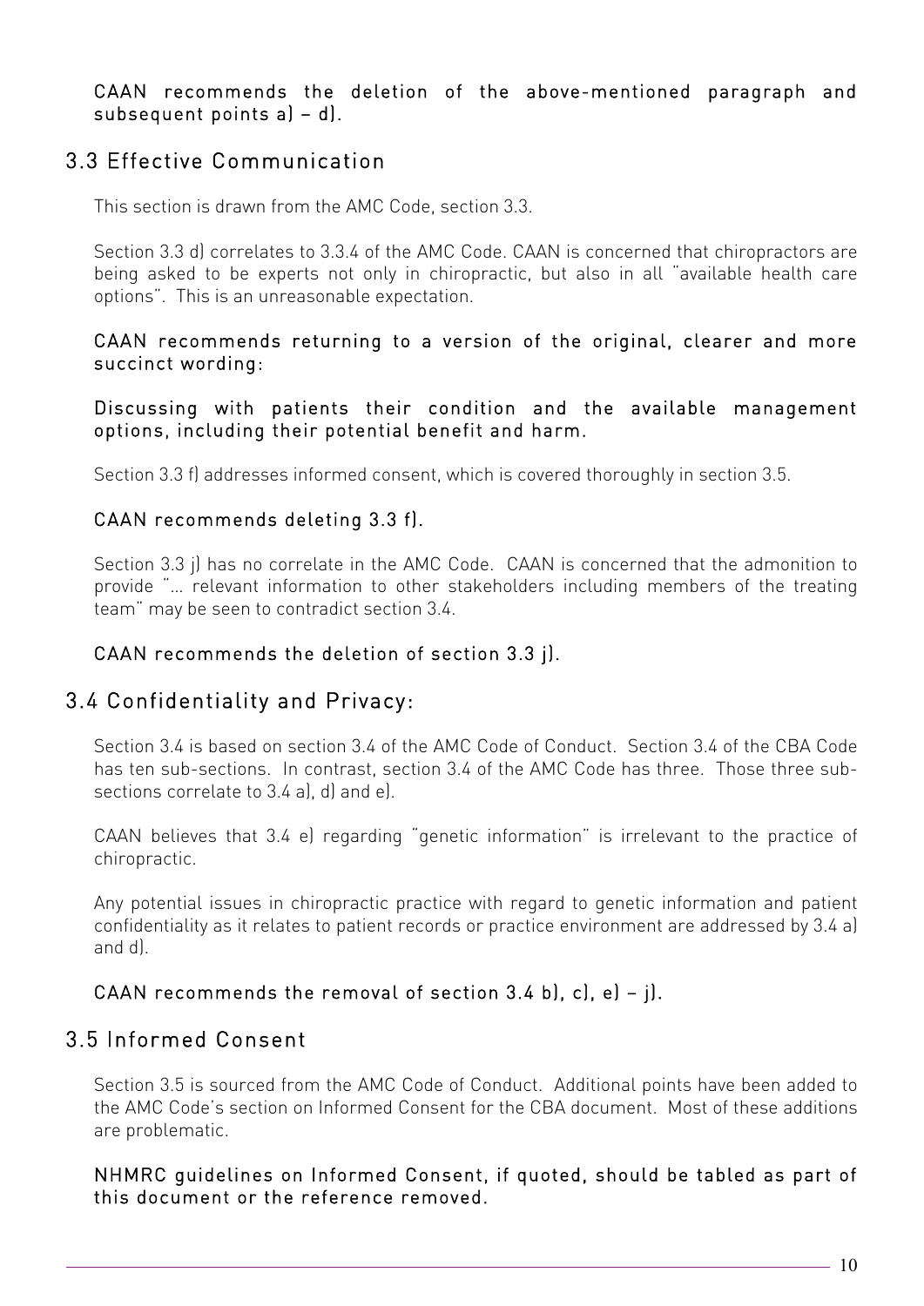**CAAN recommends the deletion of the above-mentioned paragraph and subsequent points a) – d).**

## 3.3 Effective Communication

This section is drawn from the AMC Code, section 3.3.

Section 3.3 d) correlates to 3.3.4 of the AMC Code. CAAN is concerned that chiropractors are being asked to be experts not only in chiropractic, but also in all "available health care options". This is an unreasonable expectation.

**CAAN recommends returning to a version of the original, clearer and more succinct wording:**

**Discussing with patients their condition and the available management options, including their potential benefit and harm.**

Section 3.3 f) addresses informed consent, which is covered thoroughly in section 3.5.

**CAAN recommends deleting 3.3 f).**

Section 3.3 j) has no correlate in the AMC Code. CAAN is concerned that the admonition to provide "… relevant information to other stakeholders including members of the treating team" may be seen to contradict section 3.4.

**CAAN recommends the deletion of section 3.3 j).**

## 3.4 Confidentiality and Privacy:

Section 3.4 is based on section 3.4 of the AMC Code of Conduct. Section 3.4 of the CBA Code has ten sub-sections. In contrast, section 3.4 of the AMC Code has three. Those three sub-sections correlate to 3.4 a), d) and e).

CAAN believes that 3.4 e) regarding "genetic information" is irrelevant to the practice of chiropractic.

Any potential issues in chiropractic practice with regard to genetic information and patient confidentiality as it relates to patient records or practice environment are addressed by 3.4 a) and d).

**CAAN recommends the removal of section 3.4 b), c), e) – j).**

## 3.5 Informed Consent

Section 3.5 is sourced from the AMC Code of Conduct. Additional points have been added to the AMC Code's section on Informed Consent for the CBA document. Most of these additions are problematic.

**NHMRC guidelines on Informed Consent, if quoted, should be tabled as part of this document or the reference removed.**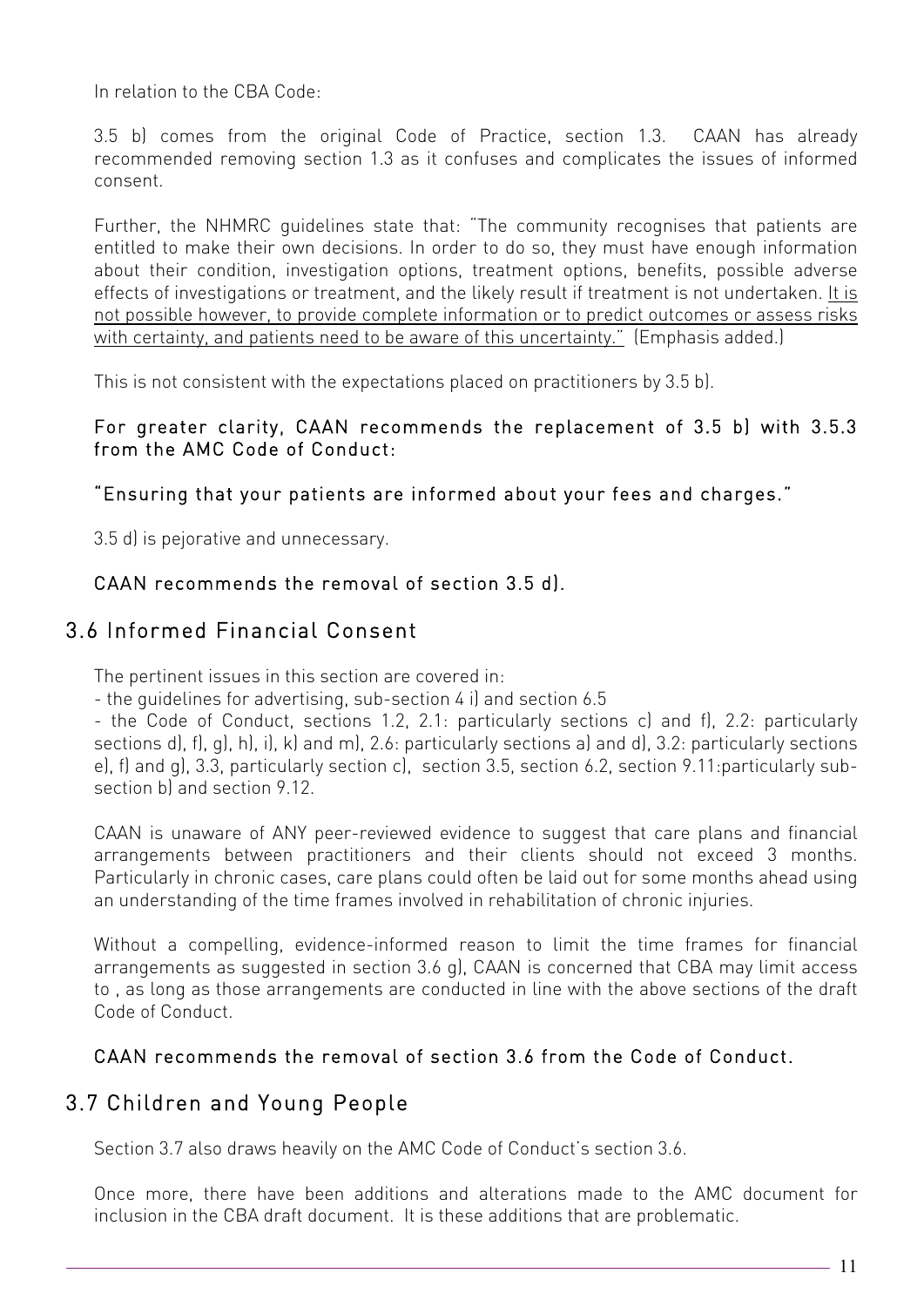In relation to the CBA Code:

3.5 b) comes from the original Code of Practice, section 1.3. CAAN has already recommended removing section 1.3 as it confuses and complicates the issues of informed consent.

Further, the NHMRC guidelines state that: "The community recognises that patients are entitled to make their own decisions. In order to do so, they must have enough information about their condition, investigation options, treatment options, benefits, possible adverse effects of investigations or treatment, and the likely result if treatment is not undertaken. <u>It is not possible however, to provide complete information or to predict outcomes or assess risks with certainty, and patients need to be aware of this uncertainty."</u> (Emphasis added.)

This is not consistent with the expectations placed on practitioners by 3.5 b).

**For greater clarity, CAAN recommends the replacement of 3.5 b) with 3.5.3 from the AMC Code of Conduct:**

**"Ensuring that your patients are informed about your fees and charges."**

3.5 d) is pejorative and unnecessary.

**CAAN recommends the removal of section 3.5 d).**

## 3.6 Informed Financial Consent

The pertinent issues in this section are covered in:
- the guidelines for advertising, sub-section 4 i) and section 6.5
- the Code of Conduct, sections 1.2, 2.1: particularly sections c) and f), 2.2: particularly sections d), f), g), h), i), k) and m), 2.6: particularly sections a) and d), 3.2: particularly sections e), f) and g), 3.3, particularly section c), section 3.5, section 6.2, section 9.11:particularly sub-section b) and section 9.12.

CAAN is unaware of ANY peer-reviewed evidence to suggest that care plans and financial arrangements between practitioners and their clients should not exceed 3 months. Particularly in chronic cases, care plans could often be laid out for some months ahead using an understanding of the time frames involved in rehabilitation of chronic injuries.

Without a compelling, evidence-informed reason to limit the time frames for financial arrangements as suggested in section 3.6 g), CAAN is concerned that CBA may limit access to , as long as those arrangements are conducted in line with the above sections of the draft Code of Conduct.

**CAAN recommends the removal of section 3.6 from the Code of Conduct.**

## 3.7 Children and Young People

Section 3.7 also draws heavily on the AMC Code of Conduct's section 3.6.

Once more, there have been additions and alterations made to the AMC document for inclusion in the CBA draft document. It is these additions that are problematic.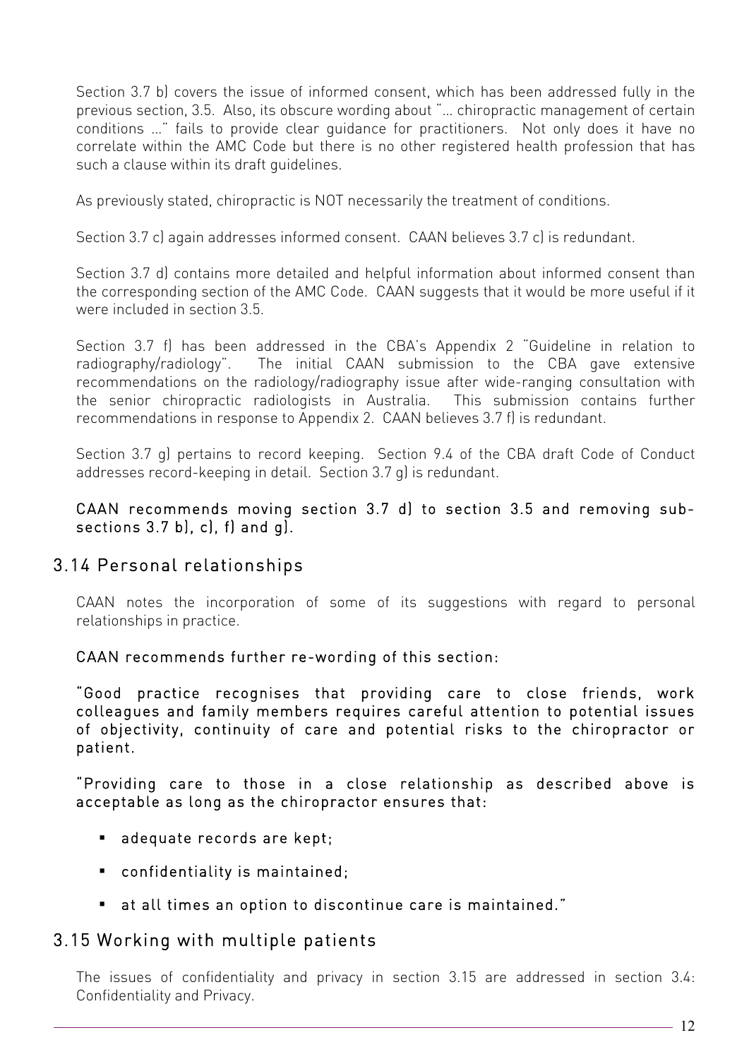Section 3.7 b) covers the issue of informed consent, which has been addressed fully in the previous section, 3.5. Also, its obscure wording about "… chiropractic management of certain conditions …" fails to provide clear guidance for practitioners. Not only does it have no correlate within the AMC Code but there is no other registered health profession that has such a clause within its draft guidelines.

As previously stated, chiropractic is NOT necessarily the treatment of conditions.

Section 3.7 c) again addresses informed consent. CAAN believes 3.7 c) is redundant.

Section 3.7 d) contains more detailed and helpful information about informed consent than the corresponding section of the AMC Code. CAAN suggests that it would be more useful if it were included in section 3.5.

Section 3.7 f) has been addressed in the CBA's Appendix 2 "Guideline in relation to radiography/radiology". The initial CAAN submission to the CBA gave extensive recommendations on the radiology/radiography issue after wide-ranging consultation with the senior chiropractic radiologists in Australia. This submission contains further recommendations in response to Appendix 2. CAAN believes 3.7 f) is redundant.

Section 3.7 g) pertains to record keeping. Section 9.4 of the CBA draft Code of Conduct addresses record-keeping in detail. Section 3.7 g) is redundant.

**CAAN recommends moving section 3.7 d) to section 3.5 and removing sub-sections 3.7 b), c), f) and g).**

## 3.14 Personal relationships

CAAN notes the incorporation of some of its suggestions with regard to personal relationships in practice.

**CAAN recommends further re-wording of this section:**

**"Good practice recognises that providing care to close friends, work colleagues and family members requires careful attention to potential issues of objectivity, continuity of care and potential risks to the chiropractor or patient.**

**"Providing care to those in a close relationship as described above is acceptable as long as the chiropractor ensures that:**

- **adequate records are kept;**
- **confidentiality is maintained;**
- **at all times an option to discontinue care is maintained."**

## 3.15 Working with multiple patients

The issues of confidentiality and privacy in section 3.15 are addressed in section 3.4: Confidentiality and Privacy.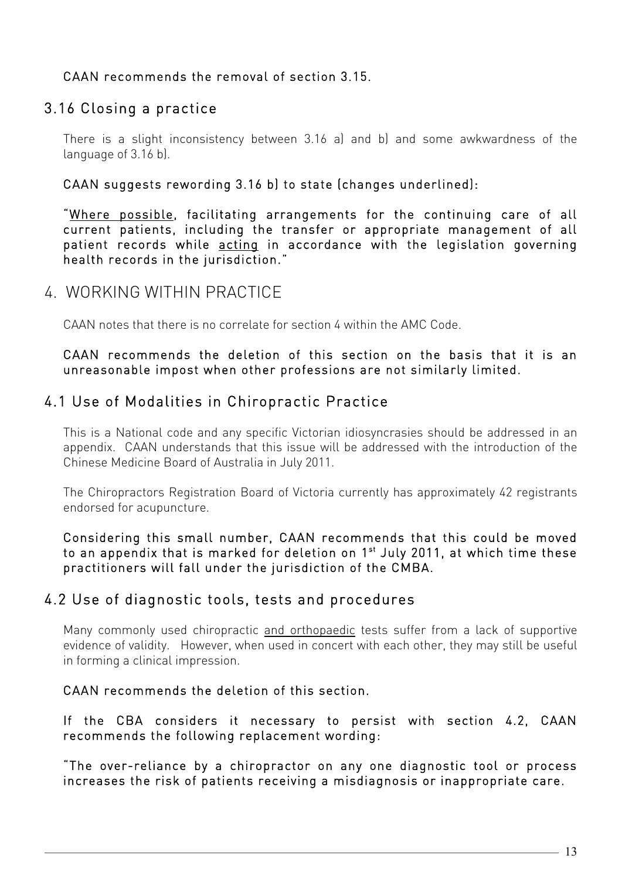CAAN recommends the removal of section 3.15.

## 3.16 Closing a practice

There is a slight inconsistency between 3.16 a) and b) and some awkwardness of the language of 3.16 b).

CAAN suggests rewording 3.16 b) to state (changes underlined):

"<u>Where possible</u>, facilitating arrangements for the continuing care of all current patients, including the transfer or appropriate management of all patient records while <u>acting</u> in accordance with the legislation governing health records in the jurisdiction."

# 4. WORKING WITHIN PRACTICE

CAAN notes that there is no correlate for section 4 within the AMC Code.

CAAN recommends the deletion of this section on the basis that it is an unreasonable impost when other professions are not similarly limited.

## 4.1 Use of Modalities in Chiropractic Practice

This is a National code and any specific Victorian idiosyncrasies should be addressed in an appendix. CAAN understands that this issue will be addressed with the introduction of the Chinese Medicine Board of Australia in July 2011.

The Chiropractors Registration Board of Victoria currently has approximately 42 registrants endorsed for acupuncture.

Considering this small number, CAAN recommends that this could be moved to an appendix that is marked for deletion on 1st July 2011, at which time these practitioners will fall under the jurisdiction of the CMBA.

## 4.2 Use of diagnostic tools, tests and procedures

Many commonly used chiropractic <u>and orthopaedic</u> tests suffer from a lack of supportive evidence of validity. However, when used in concert with each other, they may still be useful in forming a clinical impression.

CAAN recommends the deletion of this section.

If the CBA considers it necessary to persist with section 4.2, CAAN recommends the following replacement wording:

"The over-reliance by a chiropractor on any one diagnostic tool or process increases the risk of patients receiving a misdiagnosis or inappropriate care.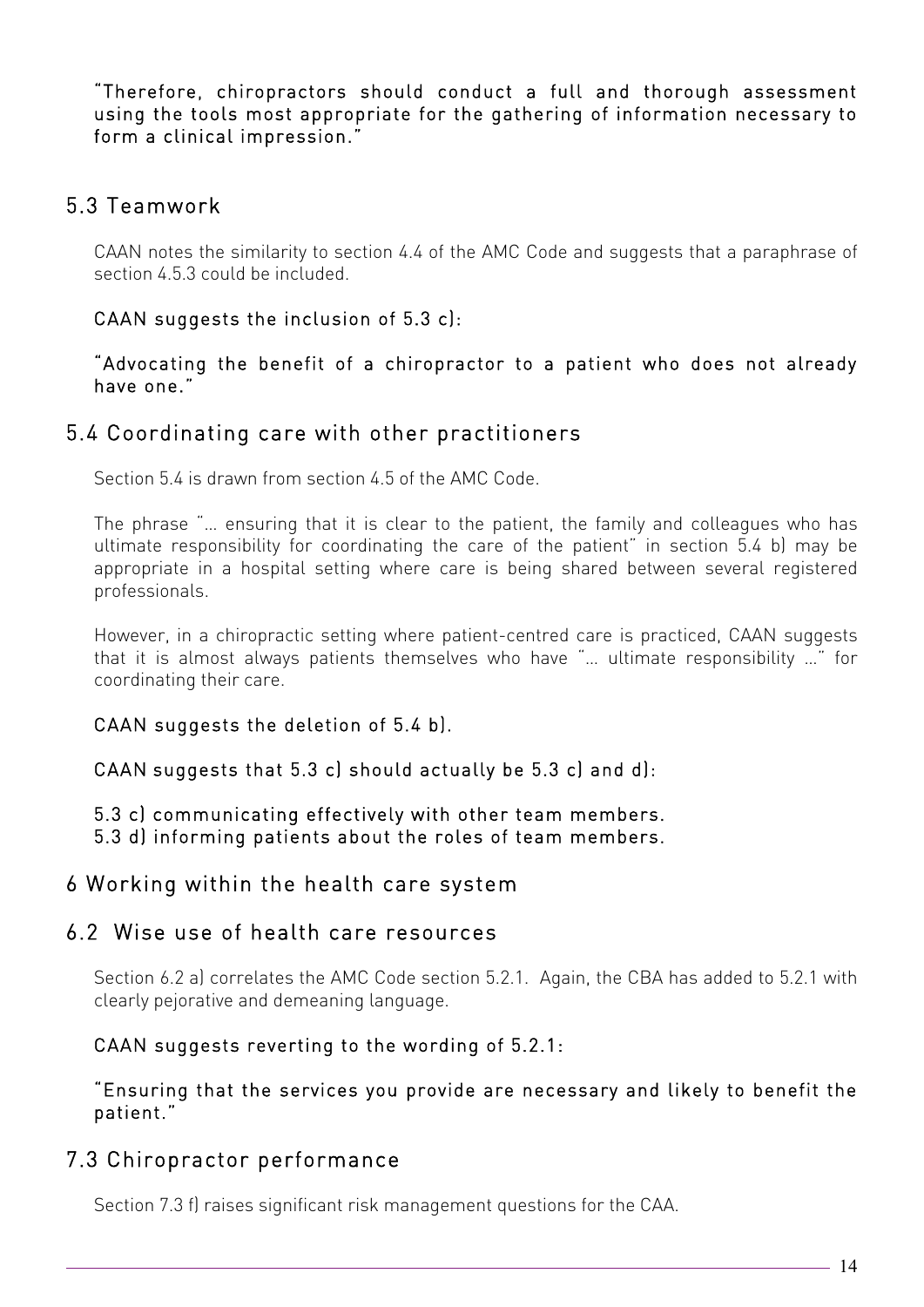"Therefore, chiropractors should conduct a full and thorough assessment using the tools most appropriate for the gathering of information necessary to form a clinical impression."

## 5.3 Teamwork

CAAN notes the similarity to section 4.4 of the AMC Code and suggests that a paraphrase of section 4.5.3 could be included.

CAAN suggests the inclusion of 5.3 c):

"Advocating the benefit of a chiropractor to a patient who does not already have one."

## 5.4 Coordinating care with other practitioners

Section 5.4 is drawn from section 4.5 of the AMC Code.

The phrase "… ensuring that it is clear to the patient, the family and colleagues who has ultimate responsibility for coordinating the care of the patient" in section 5.4 b) may be appropriate in a hospital setting where care is being shared between several registered professionals.

However, in a chiropractic setting where patient-centred care is practiced, CAAN suggests that it is almost always patients themselves who have "… ultimate responsibility …" for coordinating their care.

CAAN suggests the deletion of 5.4 b).

CAAN suggests that 5.3 c) should actually be 5.3 c) and d):

5.3 c) communicating effectively with other team members.
5.3 d) informing patients about the roles of team members.

# 6 Working within the health care system

## 6.2 Wise use of health care resources

Section 6.2 a) correlates the AMC Code section 5.2.1. Again, the CBA has added to 5.2.1 with clearly pejorative and demeaning language.

CAAN suggests reverting to the wording of 5.2.1:

"Ensuring that the services you provide are necessary and likely to benefit the patient."

## 7.3 Chiropractor performance

Section 7.3 f) raises significant risk management questions for the CAA.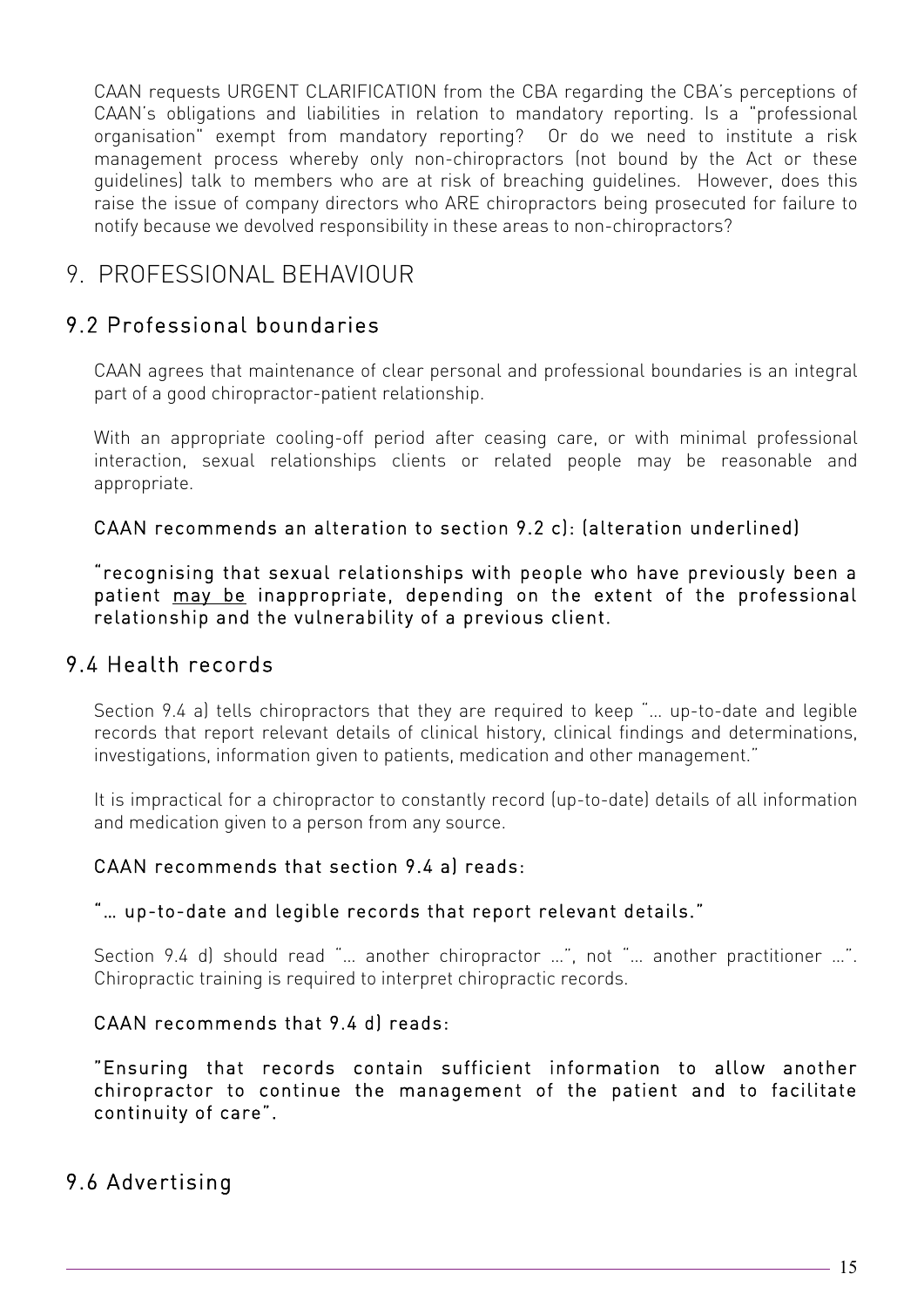CAAN requests URGENT CLARIFICATION from the CBA regarding the CBA's perceptions of CAAN's obligations and liabilities in relation to mandatory reporting. Is a "professional organisation" exempt from mandatory reporting? Or do we need to institute a risk management process whereby only non-chiropractors (not bound by the Act or these guidelines) talk to members who are at risk of breaching guidelines. However, does this raise the issue of company directors who ARE chiropractors being prosecuted for failure to notify because we devolved responsibility in these areas to non-chiropractors?

# 9. PROFESSIONAL BEHAVIOUR

## 9.2 Professional boundaries

CAAN agrees that maintenance of clear personal and professional boundaries is an integral part of a good chiropractor-patient relationship.

With an appropriate cooling-off period after ceasing care, or with minimal professional interaction, sexual relationships clients or related people may be reasonable and appropriate.

**CAAN recommends an alteration to section 9.2 c): (alteration underlined)**

**"recognising that sexual relationships with people who have previously been a patient <u>may be</u> inappropriate, depending on the extent of the professional relationship and the vulnerability of a previous client.**

## 9.4 Health records

Section 9.4 a) tells chiropractors that they are required to keep "... up-to-date and legible records that report relevant details of clinical history, clinical findings and determinations, investigations, information given to patients, medication and other management."

It is impractical for a chiropractor to constantly record (up-to-date) details of all information and medication given to a person from any source.

**CAAN recommends that section 9.4 a) reads:**

**"... up-to-date and legible records that report relevant details."**

Section 9.4 d) should read "... another chiropractor ...", not "... another practitioner ...". Chiropractic training is required to interpret chiropractic records.

**CAAN recommends that 9.4 d) reads:**

**"Ensuring that records contain sufficient information to allow another chiropractor to continue the management of the patient and to facilitate continuity of care".**

## 9.6 Advertising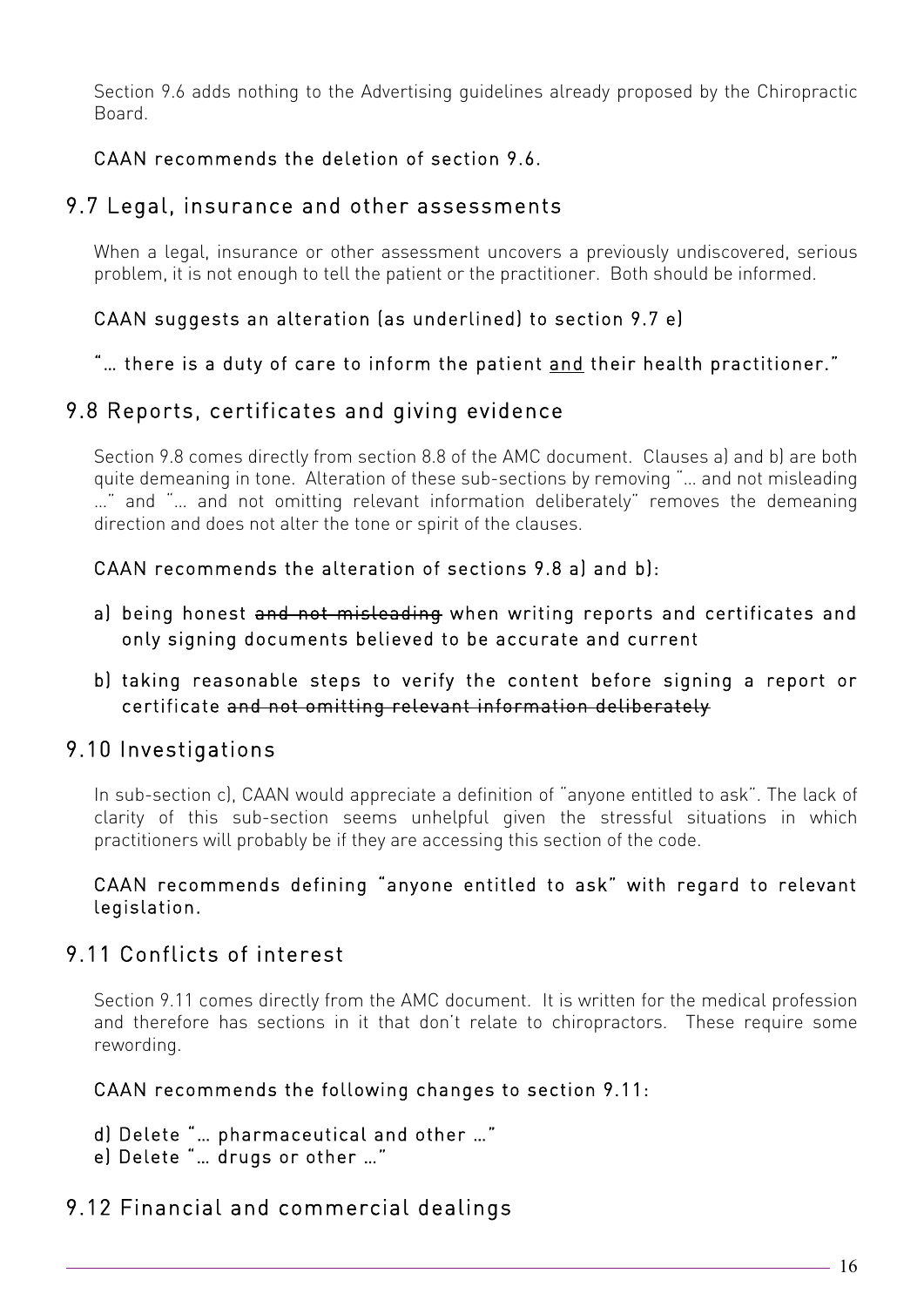Section 9.6 adds nothing to the Advertising guidelines already proposed by the Chiropractic Board.

**CAAN recommends the deletion of section 9.6.**

## 9.7 Legal, insurance and other assessments

When a legal, insurance or other assessment uncovers a previously undiscovered, serious problem, it is not enough to tell the patient or the practitioner. Both should be informed.

**CAAN suggests an alteration (as underlined) to section 9.7 e)**

**"… there is a duty of care to inform the patient <u>and</u> their health practitioner."**

## 9.8 Reports, certificates and giving evidence

Section 9.8 comes directly from section 8.8 of the AMC document. Clauses a) and b) are both quite demeaning in tone. Alteration of these sub-sections by removing "… and not misleading …" and "… and not omitting relevant information deliberately" removes the demeaning direction and does not alter the tone or spirit of the clauses.

**CAAN recommends the alteration of sections 9.8 a) and b):**

a) **being honest ~~and not misleading~~ when writing reports and certificates and only signing documents believed to be accurate and current**

b) **taking reasonable steps to verify the content before signing a report or certificate ~~and not omitting relevant information deliberately~~**

## 9.10 Investigations

In sub-section c), CAAN would appreciate a definition of "anyone entitled to ask". The lack of clarity of this sub-section seems unhelpful given the stressful situations in which practitioners will probably be if they are accessing this section of the code.

**CAAN recommends defining "anyone entitled to ask" with regard to relevant legislation.**

## 9.11 Conflicts of interest

Section 9.11 comes directly from the AMC document. It is written for the medical profession and therefore has sections in it that don't relate to chiropractors. These require some rewording.

**CAAN recommends the following changes to section 9.11:**

**d) Delete "… pharmaceutical and other …"**
**e) Delete "… drugs or other …"**

## 9.12 Financial and commercial dealings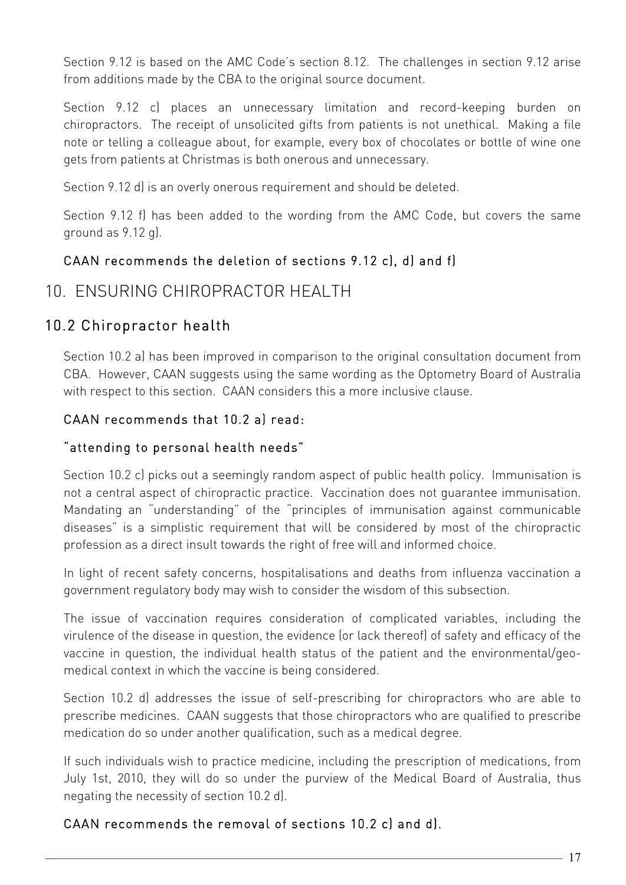Section 9.12 is based on the AMC Code's section 8.12. The challenges in section 9.12 arise from additions made by the CBA to the original source document.

Section 9.12 c) places an unnecessary limitation and record-keeping burden on chiropractors. The receipt of unsolicited gifts from patients is not unethical. Making a file note or telling a colleague about, for example, every box of chocolates or bottle of wine one gets from patients at Christmas is both onerous and unnecessary.

Section 9.12 d) is an overly onerous requirement and should be deleted.

Section 9.12 f) has been added to the wording from the AMC Code, but covers the same ground as 9.12 g).

### CAAN recommends the deletion of sections 9.12 c), d) and f)

## 10. ENSURING CHIROPRACTOR HEALTH

### 10.2 Chiropractor health

Section 10.2 a) has been improved in comparison to the original consultation document from CBA. However, CAAN suggests using the same wording as the Optometry Board of Australia with respect to this section. CAAN considers this a more inclusive clause.

### CAAN recommends that 10.2 a) read:

### "attending to personal health needs"

Section 10.2 c) picks out a seemingly random aspect of public health policy. Immunisation is not a central aspect of chiropractic practice. Vaccination does not guarantee immunisation. Mandating an "understanding" of the "principles of immunisation against communicable diseases" is a simplistic requirement that will be considered by most of the chiropractic profession as a direct insult towards the right of free will and informed choice.

In light of recent safety concerns, hospitalisations and deaths from influenza vaccination a government regulatory body may wish to consider the wisdom of this subsection.

The issue of vaccination requires consideration of complicated variables, including the virulence of the disease in question, the evidence (or lack thereof) of safety and efficacy of the vaccine in question, the individual health status of the patient and the environmental/geo-medical context in which the vaccine is being considered.

Section 10.2 d) addresses the issue of self-prescribing for chiropractors who are able to prescribe medicines. CAAN suggests that those chiropractors who are qualified to prescribe medication do so under another qualification, such as a medical degree.

If such individuals wish to practice medicine, including the prescription of medications, from July 1st, 2010, they will do so under the purview of the Medical Board of Australia, thus negating the necessity of section 10.2 d).

### CAAN recommends the removal of sections 10.2 c) and d).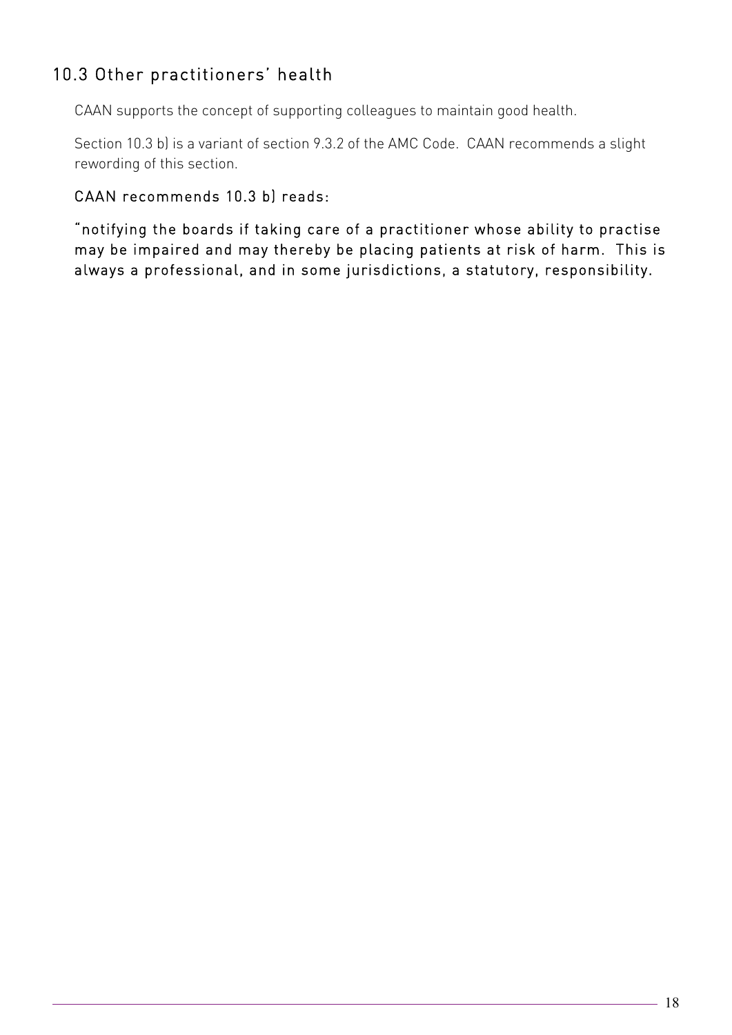## 10.3 Other practitioners' health

CAAN supports the concept of supporting colleagues to maintain good health.

Section 10.3 b) is a variant of section 9.3.2 of the AMC Code. CAAN recommends a slight rewording of this section.

**CAAN recommends 10.3 b) reads:**

**"notifying the boards if taking care of a practitioner whose ability to practise may be impaired and may thereby be placing patients at risk of harm. This is always a professional, and in some jurisdictions, a statutory, responsibility.**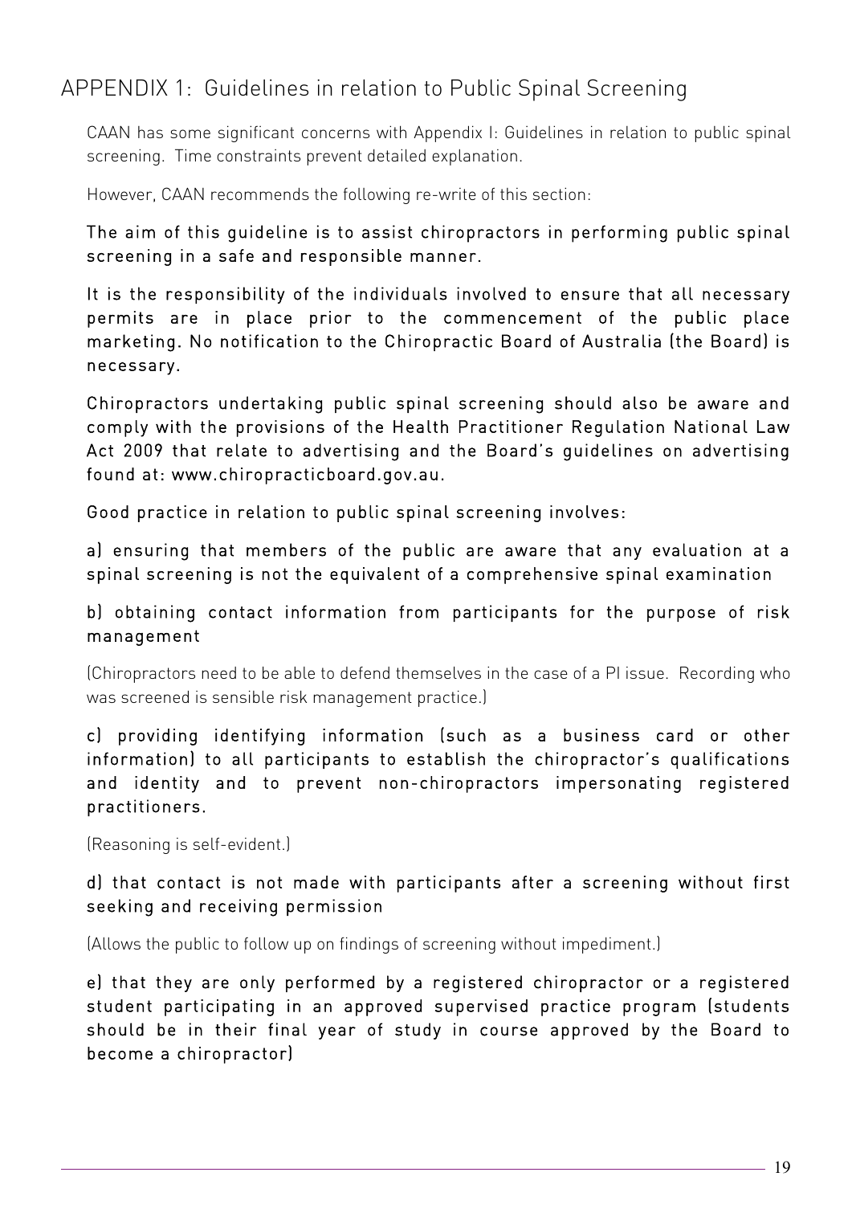## APPENDIX 1: Guidelines in relation to Public Spinal Screening

CAAN has some significant concerns with Appendix I: Guidelines in relation to public spinal screening. Time constraints prevent detailed explanation.

However, CAAN recommends the following re-write of this section:

The aim of this guideline is to assist chiropractors in performing public spinal screening in a safe and responsible manner.

It is the responsibility of the individuals involved to ensure that all necessary permits are in place prior to the commencement of the public place marketing. No notification to the Chiropractic Board of Australia (the Board) is necessary.

Chiropractors undertaking public spinal screening should also be aware and comply with the provisions of the Health Practitioner Regulation National Law Act 2009 that relate to advertising and the Board's guidelines on advertising found at: www.chiropracticboard.gov.au.

Good practice in relation to public spinal screening involves:

a) ensuring that members of the public are aware that any evaluation at a spinal screening is not the equivalent of a comprehensive spinal examination

b) obtaining contact information from participants for the purpose of risk management

(Chiropractors need to be able to defend themselves in the case of a PI issue. Recording who was screened is sensible risk management practice.)

c) providing identifying information (such as a business card or other information) to all participants to establish the chiropractor's qualifications and identity and to prevent non-chiropractors impersonating registered practitioners.

(Reasoning is self-evident.)

d) that contact is not made with participants after a screening without first seeking and receiving permission

(Allows the public to follow up on findings of screening without impediment.)

e) that they are only performed by a registered chiropractor or a registered student participating in an approved supervised practice program (students should be in their final year of study in course approved by the Board to become a chiropractor)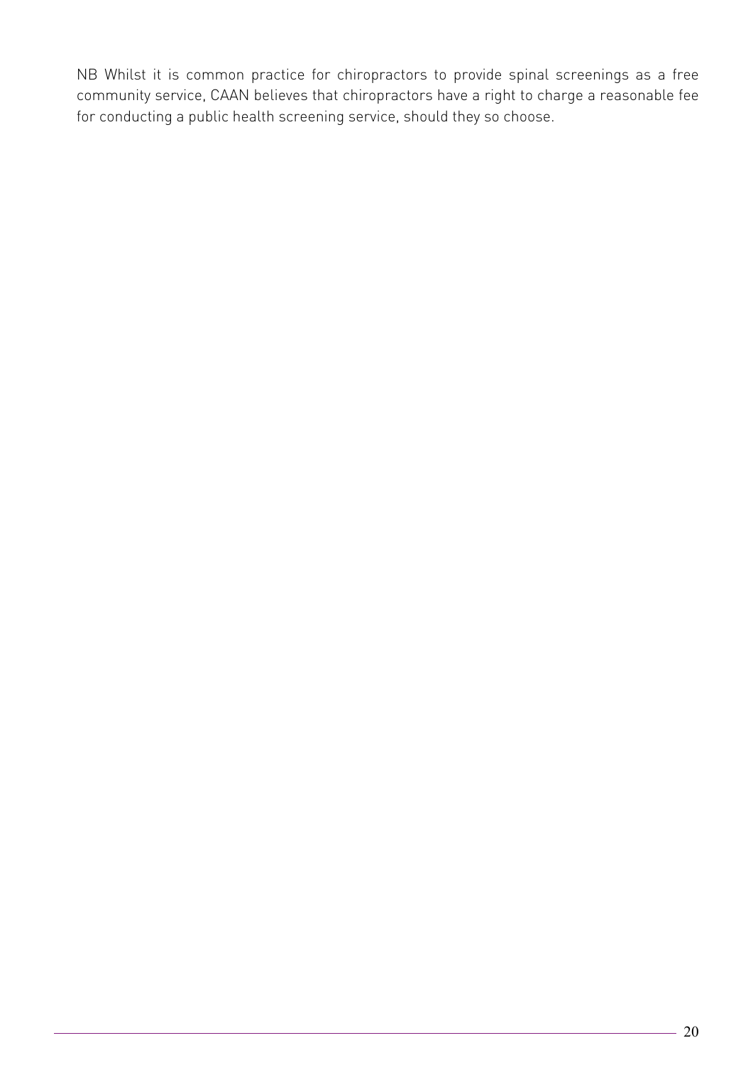NB Whilst it is common practice for chiropractors to provide spinal screenings as a free community service, CAAN believes that chiropractors have a right to charge a reasonable fee for conducting a public health screening service, should they so choose.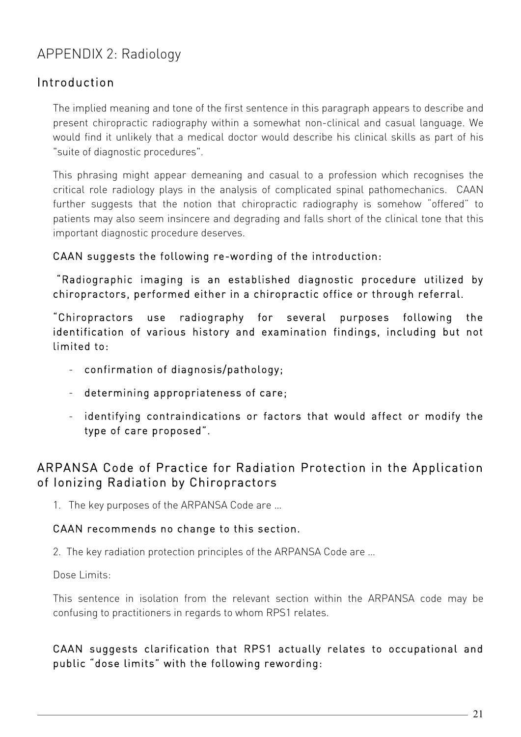# APPENDIX 2: Radiology

## Introduction

The implied meaning and tone of the first sentence in this paragraph appears to describe and present chiropractic radiography within a somewhat non-clinical and casual language. We would find it unlikely that a medical doctor would describe his clinical skills as part of his "suite of diagnostic procedures".

This phrasing might appear demeaning and casual to a profession which recognises the critical role radiology plays in the analysis of complicated spinal pathomechanics. CAAN further suggests that the notion that chiropractic radiography is somehow "offered" to patients may also seem insincere and degrading and falls short of the clinical tone that this important diagnostic procedure deserves.

**CAAN suggests the following re-wording of the introduction:**

**"Radiographic imaging is an established diagnostic procedure utilized by chiropractors, performed either in a chiropractic office or through referral.**

**"Chiropractors use radiography for several purposes following the identification of various history and examination findings, including but not limited to:**

- **confirmation of diagnosis/pathology;**
- **determining appropriateness of care;**
- **identifying contraindications or factors that would affect or modify the type of care proposed".**

## ARPANSA Code of Practice for Radiation Protection in the Application of Ionizing Radiation by Chiropractors

1. The key purposes of the ARPANSA Code are ...

**CAAN recommends no change to this section.**

2. The key radiation protection principles of the ARPANSA Code are ...

Dose Limits:

This sentence in isolation from the relevant section within the ARPANSA code may be confusing to practitioners in regards to whom RPS1 relates.

**CAAN suggests clarification that RPS1 actually relates to occupational and public "dose limits" with the following rewording:**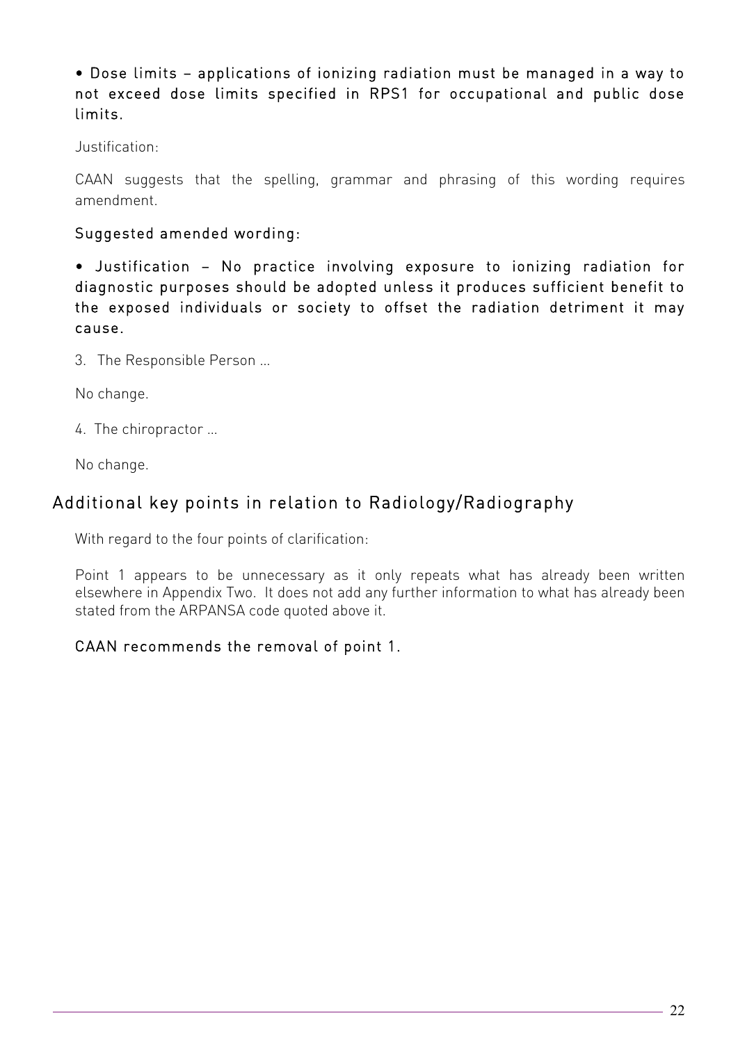• Dose limits – applications of ionizing radiation must be managed in a way to not exceed dose limits specified in RPS1 for occupational and public dose limits.

Justification:

CAAN suggests that the spelling, grammar and phrasing of this wording requires amendment.

Suggested amended wording:

• Justification – No practice involving exposure to ionizing radiation for diagnostic purposes should be adopted unless it produces sufficient benefit to the exposed individuals or society to offset the radiation detriment it may cause.

3. The Responsible Person …

No change.

4. The chiropractor …

No change.

## Additional key points in relation to Radiology/Radiography

With regard to the four points of clarification:

Point 1 appears to be unnecessary as it only repeats what has already been written elsewhere in Appendix Two. It does not add any further information to what has already been stated from the ARPANSA code quoted above it.

CAAN recommends the removal of point 1.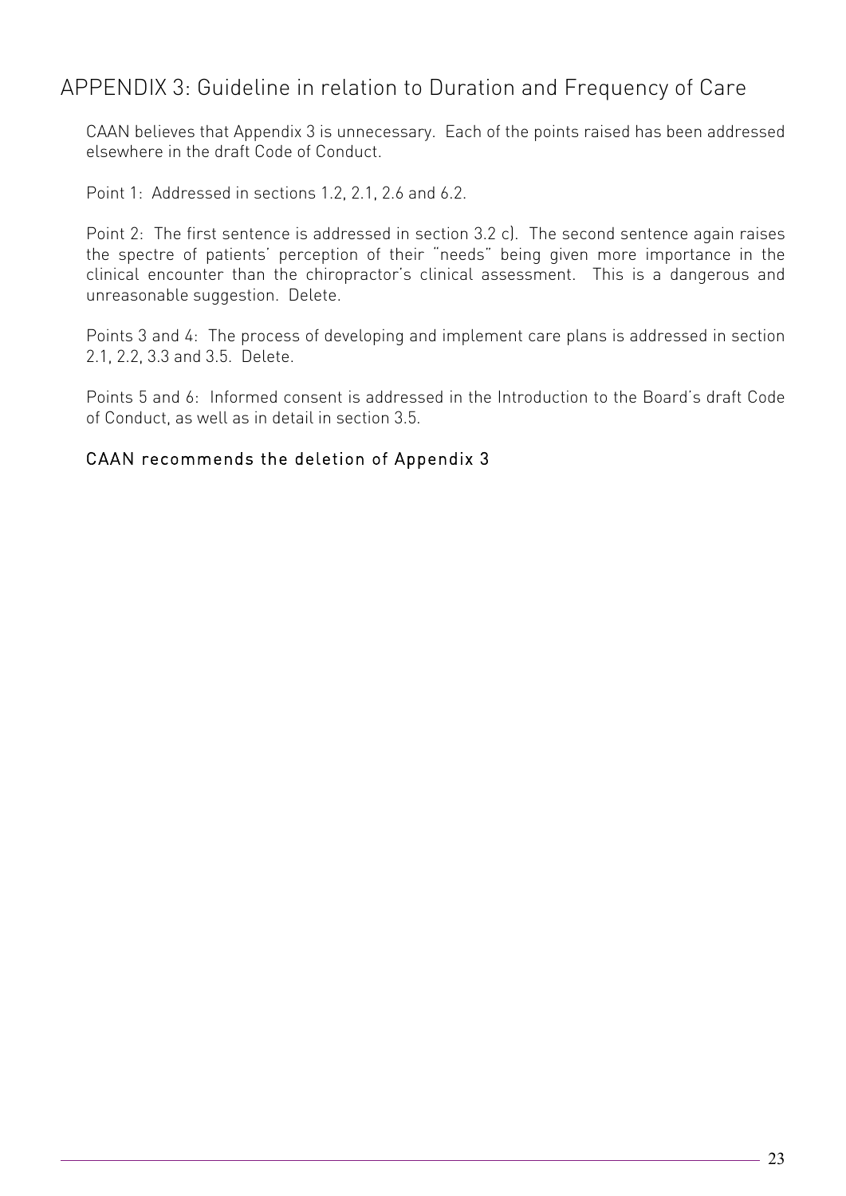## APPENDIX 3: Guideline in relation to Duration and Frequency of Care

CAAN believes that Appendix 3 is unnecessary. Each of the points raised has been addressed elsewhere in the draft Code of Conduct.

Point 1: Addressed in sections 1.2, 2.1, 2.6 and 6.2.

Point 2: The first sentence is addressed in section 3.2 c). The second sentence again raises the spectre of patients' perception of their "needs" being given more importance in the clinical encounter than the chiropractor's clinical assessment. This is a dangerous and unreasonable suggestion. Delete.

Points 3 and 4: The process of developing and implement care plans is addressed in section 2.1, 2.2, 3.3 and 3.5. Delete.

Points 5 and 6: Informed consent is addressed in the Introduction to the Board's draft Code of Conduct, as well as in detail in section 3.5.

**CAAN recommends the deletion of Appendix 3**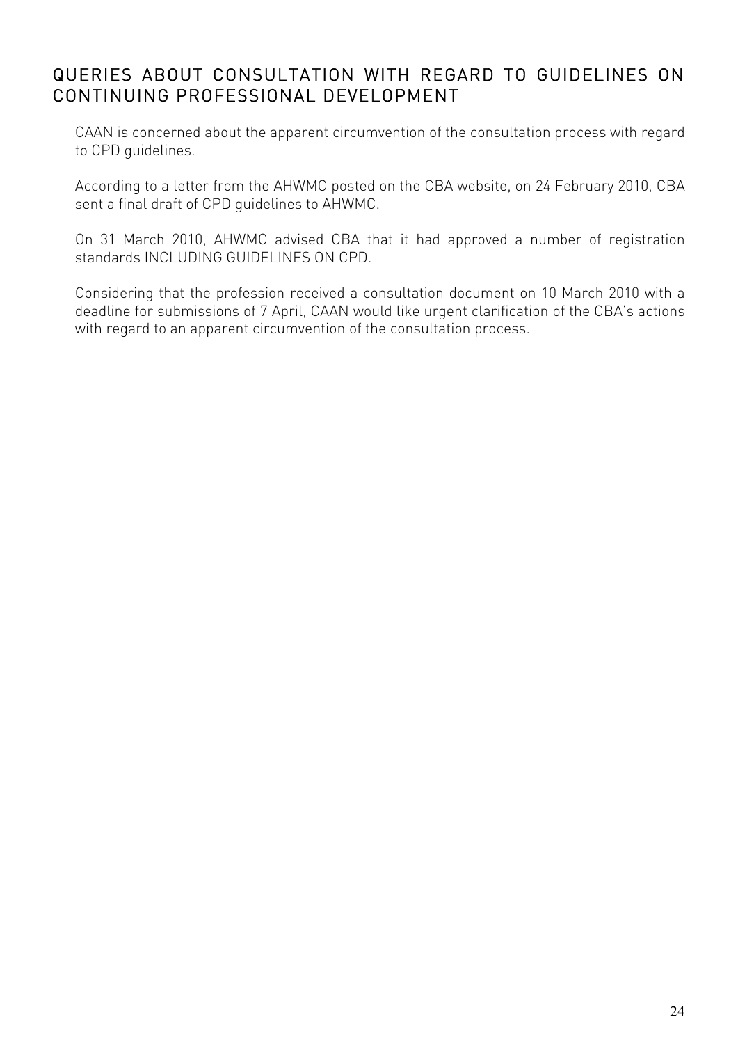## QUERIES ABOUT CONSULTATION WITH REGARD TO GUIDELINES ON CONTINUING PROFESSIONAL DEVELOPMENT

CAAN is concerned about the apparent circumvention of the consultation process with regard to CPD guidelines.

According to a letter from the AHWMC posted on the CBA website, on 24 February 2010, CBA sent a final draft of CPD guidelines to AHWMC.

On 31 March 2010, AHWMC advised CBA that it had approved a number of registration standards INCLUDING GUIDELINES ON CPD.

Considering that the profession received a consultation document on 10 March 2010 with a deadline for submissions of 7 April, CAAN would like urgent clarification of the CBA's actions with regard to an apparent circumvention of the consultation process.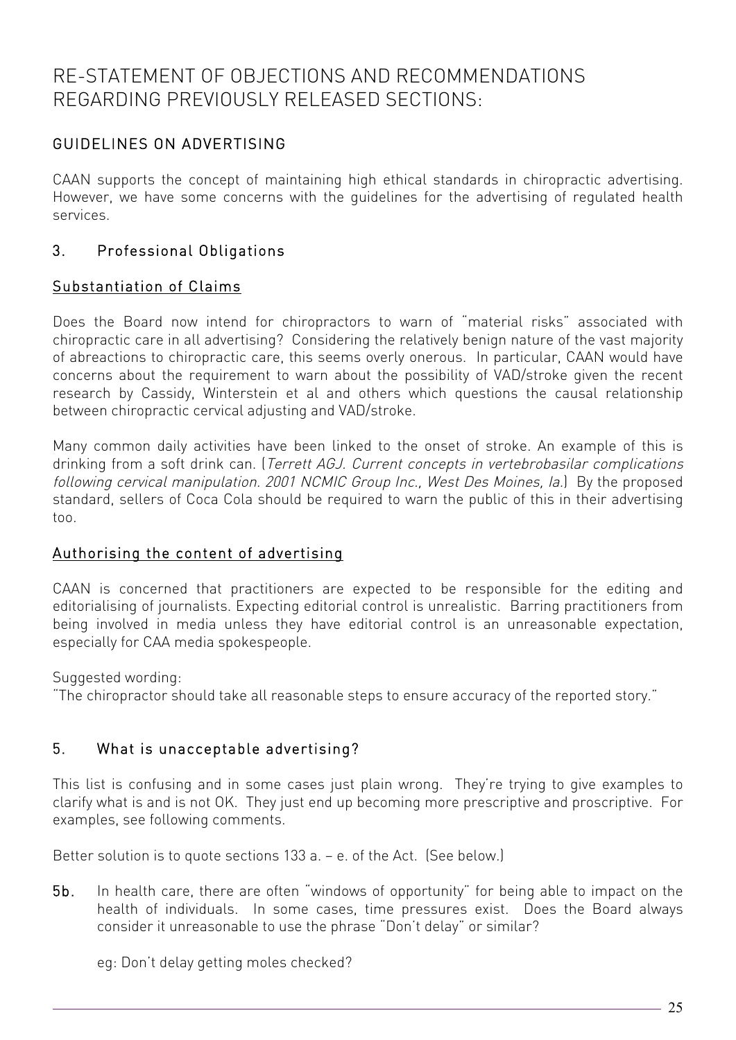# RE-STATEMENT OF OBJECTIONS AND RECOMMENDATIONS REGARDING PREVIOUSLY RELEASED SECTIONS:

## GUIDELINES ON ADVERTISING

CAAN supports the concept of maintaining high ethical standards in chiropractic advertising. However, we have some concerns with the guidelines for the advertising of regulated health services.

### 3. Professional Obligations

#### Substantiation of Claims

Does the Board now intend for chiropractors to warn of "material risks" associated with chiropractic care in all advertising? Considering the relatively benign nature of the vast majority of abreactions to chiropractic care, this seems overly onerous. In particular, CAAN would have concerns about the requirement to warn about the possibility of VAD/stroke given the recent research by Cassidy, Winterstein et al and others which questions the causal relationship between chiropractic cervical adjusting and VAD/stroke.

Many common daily activities have been linked to the onset of stroke. An example of this is drinking from a soft drink can. (*Terrett AGJ. Current concepts in vertebrobasilar complications following cervical manipulation. 2001 NCMIC Group Inc., West Des Moines, Ia.*) By the proposed standard, sellers of Coca Cola should be required to warn the public of this in their advertising too.

#### Authorising the content of advertising

CAAN is concerned that practitioners are expected to be responsible for the editing and editorialising of journalists. Expecting editorial control is unrealistic. Barring practitioners from being involved in media unless they have editorial control is an unreasonable expectation, especially for CAA media spokespeople.

Suggested wording:
"The chiropractor should take all reasonable steps to ensure accuracy of the reported story."

### 5. What is unacceptable advertising?

This list is confusing and in some cases just plain wrong. They're trying to give examples to clarify what is and is not OK. They just end up becoming more prescriptive and proscriptive. For examples, see following comments.

Better solution is to quote sections 133 a. – e. of the Act. (See below.)

**5b.** In health care, there are often "windows of opportunity" for being able to impact on the health of individuals. In some cases, time pressures exist. Does the Board always consider it unreasonable to use the phrase "Don't delay" or similar?

eg: Don't delay getting moles checked?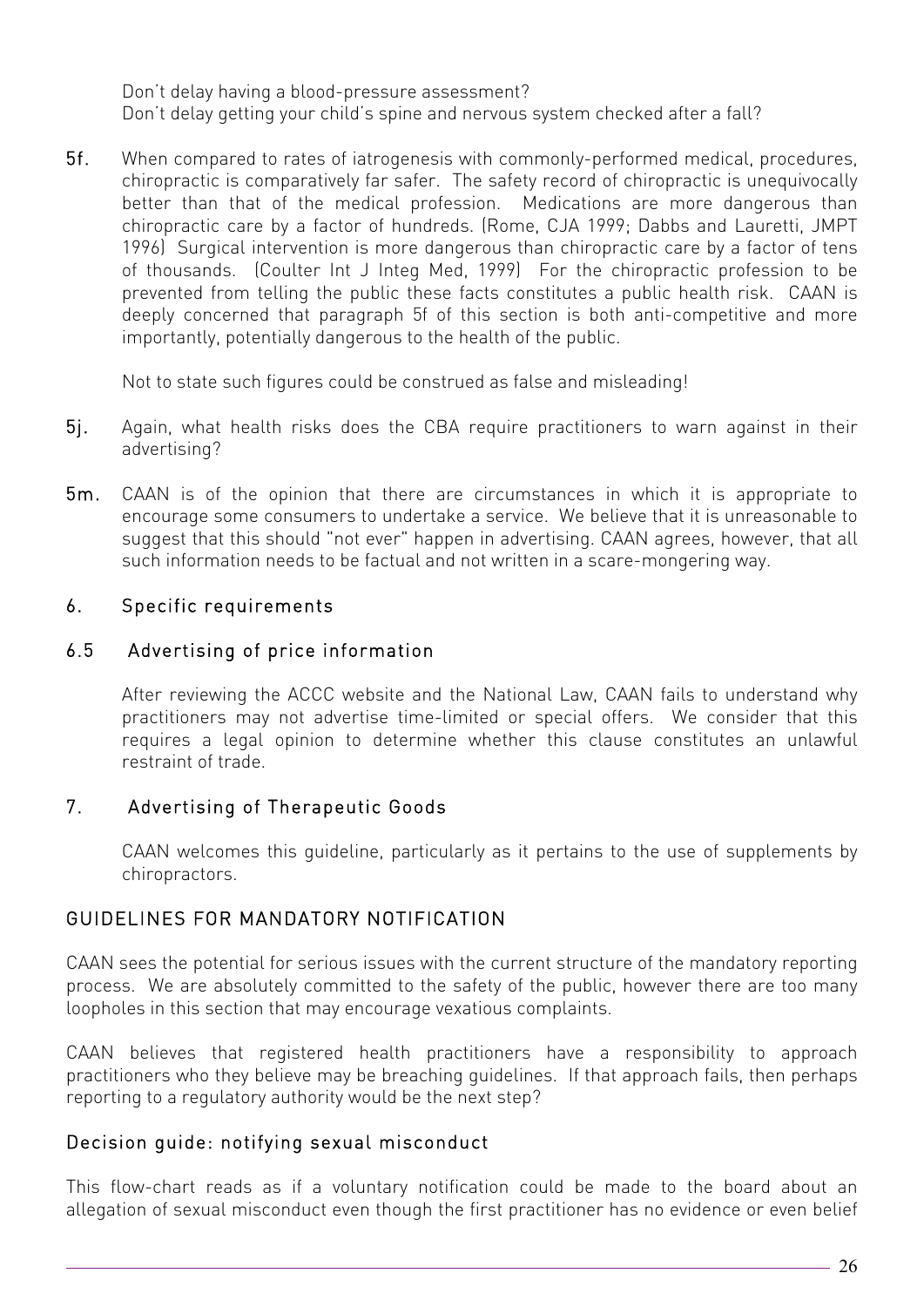Don't delay having a blood-pressure assessment?
Don't delay getting your child's spine and nervous system checked after a fall?

**5f.** When compared to rates of iatrogenesis with commonly-performed medical, procedures, chiropractic is comparatively far safer. The safety record of chiropractic is unequivocally better than that of the medical profession. Medications are more dangerous than chiropractic care by a factor of hundreds. (Rome, CJA 1999; Dabbs and Lauretti, JMPT 1996) Surgical intervention is more dangerous than chiropractic care by a factor of tens of thousands. (Coulter Int J Integ Med, 1999) For the chiropractic profession to be prevented from telling the public these facts constitutes a public health risk. CAAN is deeply concerned that paragraph 5f of this section is both anti-competitive and more importantly, potentially dangerous to the health of the public.

Not to state such figures could be construed as false and misleading!

**5j.** Again, what health risks does the CBA require practitioners to warn against in their advertising?

**5m.** CAAN is of the opinion that there are circumstances in which it is appropriate to encourage some consumers to undertake a service. We believe that it is unreasonable to suggest that this should "not ever" happen in advertising. CAAN agrees, however, that all such information needs to be factual and not written in a scare-mongering way.

## 6. Specific requirements

### 6.5 Advertising of price information

After reviewing the ACCC website and the National Law, CAAN fails to understand why practitioners may not advertise time-limited or special offers. We consider that this requires a legal opinion to determine whether this clause constitutes an unlawful restraint of trade.

## 7. Advertising of Therapeutic Goods

CAAN welcomes this guideline, particularly as it pertains to the use of supplements by chiropractors.

## GUIDELINES FOR MANDATORY NOTIFICATION

CAAN sees the potential for serious issues with the current structure of the mandatory reporting process. We are absolutely committed to the safety of the public, however there are too many loopholes in this section that may encourage vexatious complaints.

CAAN believes that registered health practitioners have a responsibility to approach practitioners who they believe may be breaching guidelines. If that approach fails, then perhaps reporting to a regulatory authority would be the next step?

### Decision guide: notifying sexual misconduct

This flow-chart reads as if a voluntary notification could be made to the board about an allegation of sexual misconduct even though the first practitioner has no evidence or even belief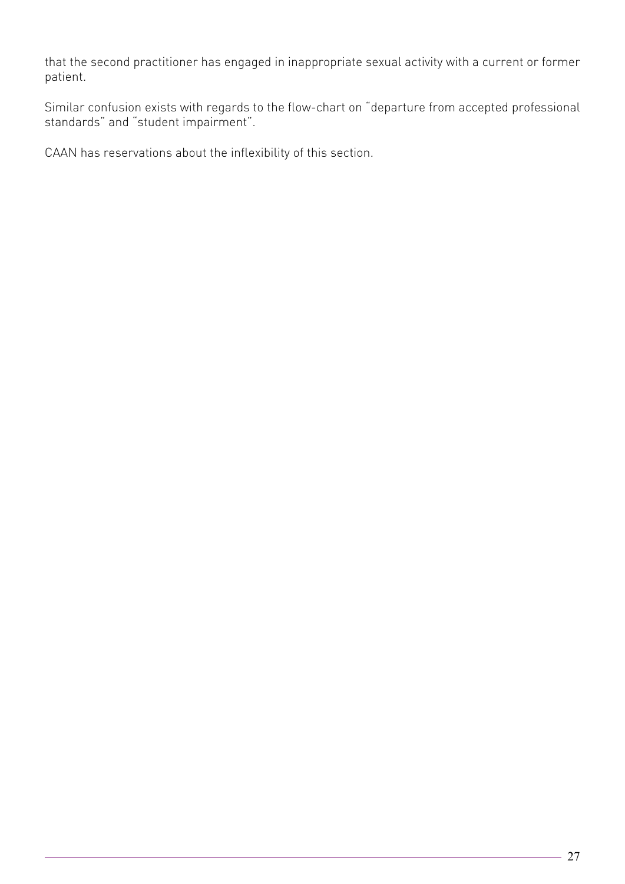that the second practitioner has engaged in inappropriate sexual activity with a current or former patient.

Similar confusion exists with regards to the flow-chart on "departure from accepted professional standards" and "student impairment".

CAAN has reservations about the inflexibility of this section.